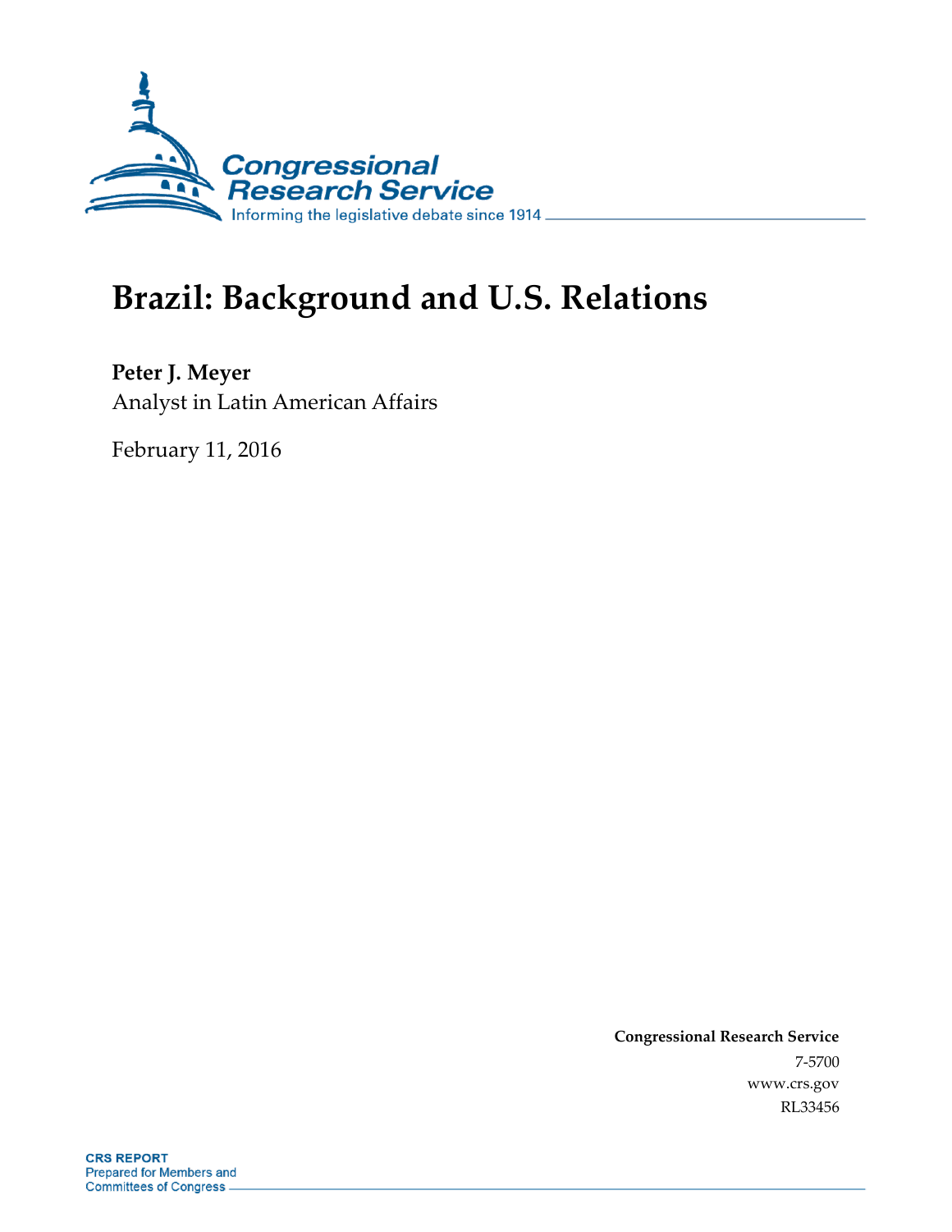Congressional Research Service

Informing the legislative debate since 1914

# Brazil: Background and U.S. Relations

**Peter J. Meyer**
Analyst in Latin American Affairs

February 11, 2016

**Congressional Research Service**
7-5700
www.crs.gov
RL33456

**CRS REPORT**
Prepared for Members and
Committees of Congress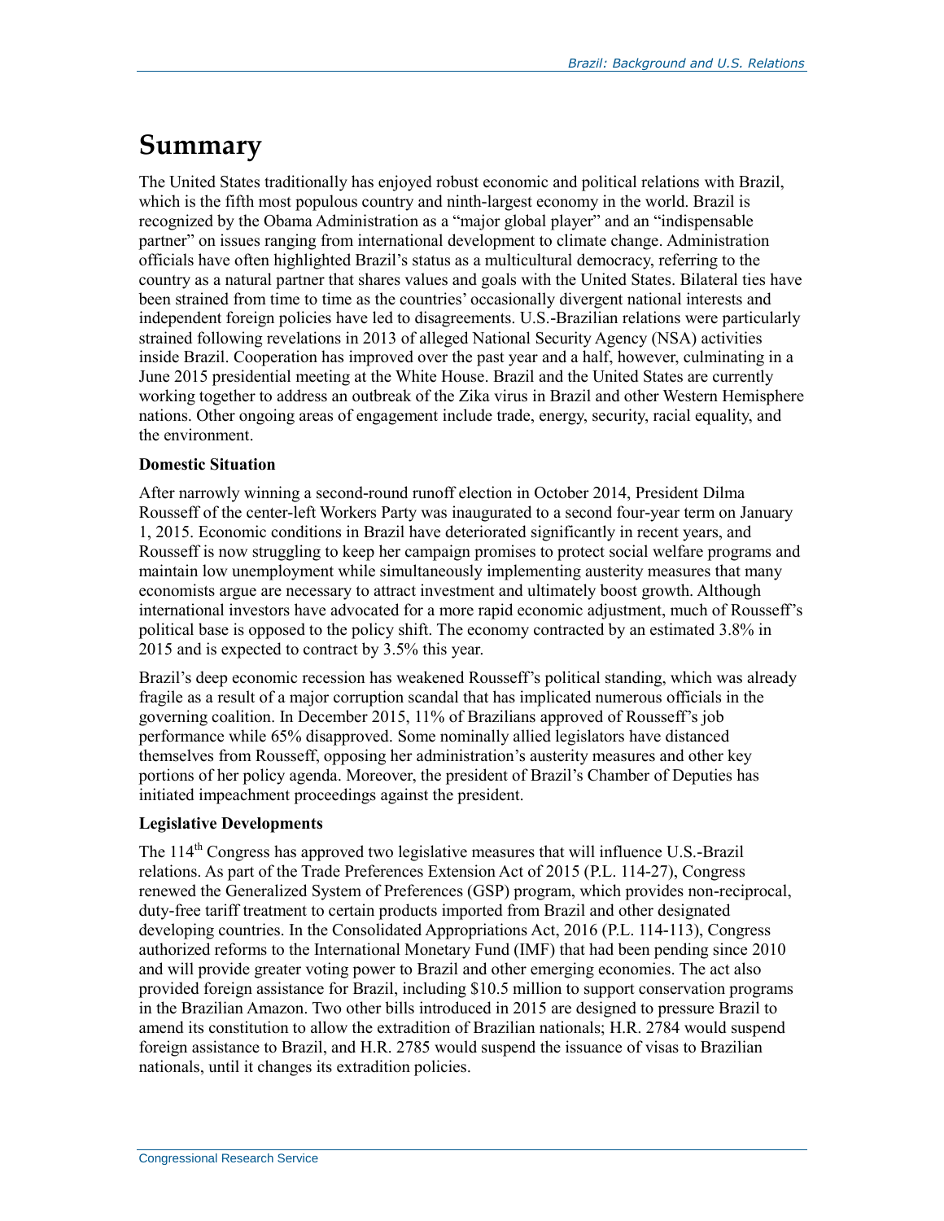# Summary

The United States traditionally has enjoyed robust economic and political relations with Brazil, which is the fifth most populous country and ninth-largest economy in the world. Brazil is recognized by the Obama Administration as a "major global player" and an "indispensable partner" on issues ranging from international development to climate change. Administration officials have often highlighted Brazil's status as a multicultural democracy, referring to the country as a natural partner that shares values and goals with the United States. Bilateral ties have been strained from time to time as the countries' occasionally divergent national interests and independent foreign policies have led to disagreements. U.S.-Brazilian relations were particularly strained following revelations in 2013 of alleged National Security Agency (NSA) activities inside Brazil. Cooperation has improved over the past year and a half, however, culminating in a June 2015 presidential meeting at the White House. Brazil and the United States are currently working together to address an outbreak of the Zika virus in Brazil and other Western Hemisphere nations. Other ongoing areas of engagement include trade, energy, security, racial equality, and the environment.

**Domestic Situation**

After narrowly winning a second-round runoff election in October 2014, President Dilma Rousseff of the center-left Workers Party was inaugurated to a second four-year term on January 1, 2015. Economic conditions in Brazil have deteriorated significantly in recent years, and Rousseff is now struggling to keep her campaign promises to protect social welfare programs and maintain low unemployment while simultaneously implementing austerity measures that many economists argue are necessary to attract investment and ultimately boost growth. Although international investors have advocated for a more rapid economic adjustment, much of Rousseff's political base is opposed to the policy shift. The economy contracted by an estimated 3.8% in 2015 and is expected to contract by 3.5% this year.

Brazil's deep economic recession has weakened Rousseff's political standing, which was already fragile as a result of a major corruption scandal that has implicated numerous officials in the governing coalition. In December 2015, 11% of Brazilians approved of Rousseff's job performance while 65% disapproved. Some nominally allied legislators have distanced themselves from Rousseff, opposing her administration's austerity measures and other key portions of her policy agenda. Moreover, the president of Brazil's Chamber of Deputies has initiated impeachment proceedings against the president.

**Legislative Developments**

The 114th Congress has approved two legislative measures that will influence U.S.-Brazil relations. As part of the Trade Preferences Extension Act of 2015 (P.L. 114-27), Congress renewed the Generalized System of Preferences (GSP) program, which provides non-reciprocal, duty-free tariff treatment to certain products imported from Brazil and other designated developing countries. In the Consolidated Appropriations Act, 2016 (P.L. 114-113), Congress authorized reforms to the International Monetary Fund (IMF) that had been pending since 2010 and will provide greater voting power to Brazil and other emerging economies. The act also provided foreign assistance for Brazil, including $10.5 million to support conservation programs in the Brazilian Amazon. Two other bills introduced in 2015 are designed to pressure Brazil to amend its constitution to allow the extradition of Brazilian nationals; H.R. 2784 would suspend foreign assistance to Brazil, and H.R. 2785 would suspend the issuance of visas to Brazilian nationals, until it changes its extradition policies.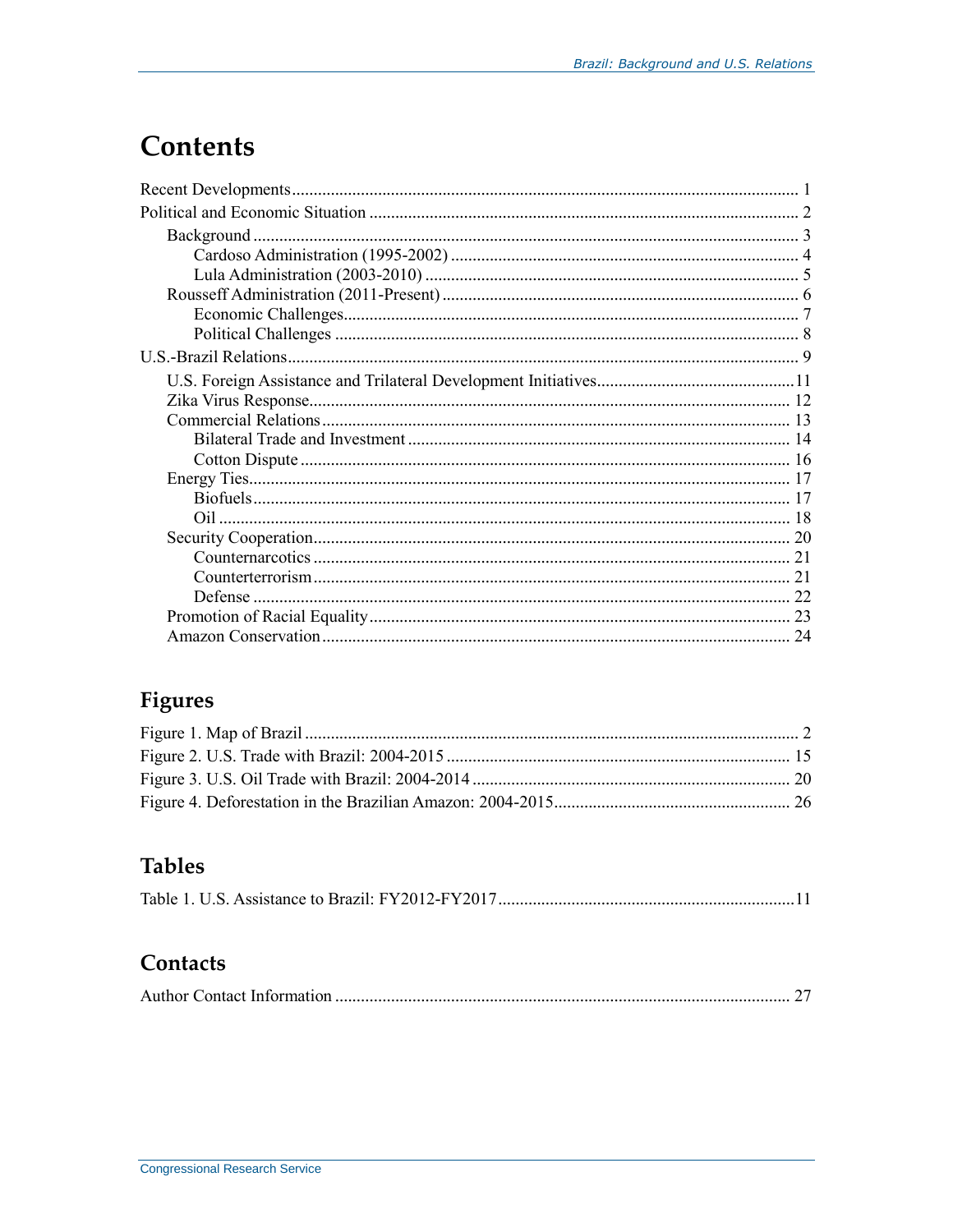# Contents

Recent Developments ........ 1
Political and Economic Situation ........ 2
- Background ........ 3
  - Cardoso Administration (1995-2002) ........ 4
  - Lula Administration (2003-2010) ........ 5
- Rousseff Administration (2011-Present) ........ 6
  - Economic Challenges ........ 7
  - Political Challenges ........ 8

U.S.-Brazil Relations ........ 9
- U.S. Foreign Assistance and Trilateral Development Initiatives ........ 11
- Zika Virus Response ........ 12
- Commercial Relations ........ 13
  - Bilateral Trade and Investment ........ 14
  - Cotton Dispute ........ 16
- Energy Ties ........ 17
  - Biofuels ........ 17
  - Oil ........ 18
- Security Cooperation ........ 20
  - Counternarcotics ........ 21
  - Counterterrorism ........ 21
  - Defense ........ 22
- Promotion of Racial Equality ........ 23
- Amazon Conservation ........ 24

## Figures

Figure 1. Map of Brazil ........ 2
Figure 2. U.S. Trade with Brazil: 2004-2015 ........ 15
Figure 3. U.S. Oil Trade with Brazil: 2004-2014 ........ 20
Figure 4. Deforestation in the Brazilian Amazon: 2004-2015 ........ 26

## Tables

Table 1. U.S. Assistance to Brazil: FY2012-FY2017 ........ 11

## Contacts

Author Contact Information ........ 27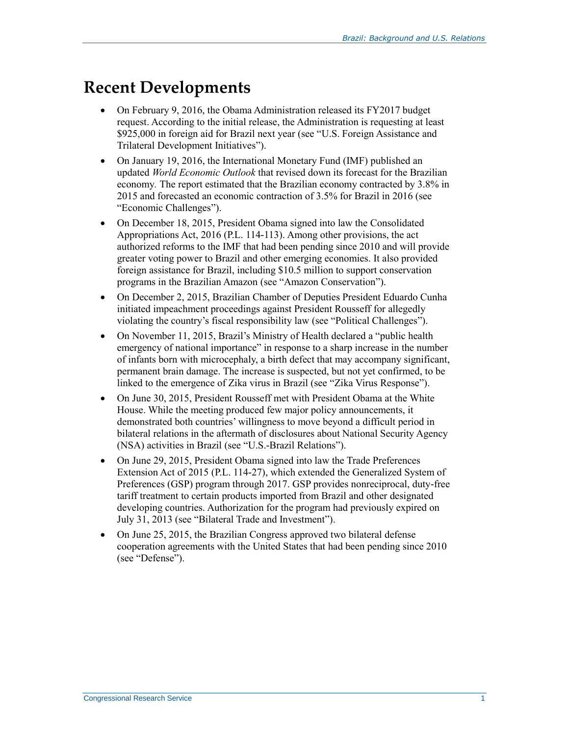# Recent Developments

- On February 9, 2016, the Obama Administration released its FY2017 budget request. According to the initial release, the Administration is requesting at least $925,000 in foreign aid for Brazil next year (see "U.S. Foreign Assistance and Trilateral Development Initiatives").
- On January 19, 2016, the International Monetary Fund (IMF) published an updated *World Economic Outlook* that revised down its forecast for the Brazilian economy. The report estimated that the Brazilian economy contracted by 3.8% in 2015 and forecasted an economic contraction of 3.5% for Brazil in 2016 (see "Economic Challenges").
- On December 18, 2015, President Obama signed into law the Consolidated Appropriations Act, 2016 (P.L. 114-113). Among other provisions, the act authorized reforms to the IMF that had been pending since 2010 and will provide greater voting power to Brazil and other emerging economies. It also provided foreign assistance for Brazil, including $10.5 million to support conservation programs in the Brazilian Amazon (see "Amazon Conservation").
- On December 2, 2015, Brazilian Chamber of Deputies President Eduardo Cunha initiated impeachment proceedings against President Rousseff for allegedly violating the country's fiscal responsibility law (see "Political Challenges").
- On November 11, 2015, Brazil's Ministry of Health declared a "public health emergency of national importance" in response to a sharp increase in the number of infants born with microcephaly, a birth defect that may accompany significant, permanent brain damage. The increase is suspected, but not yet confirmed, to be linked to the emergence of Zika virus in Brazil (see "Zika Virus Response").
- On June 30, 2015, President Rousseff met with President Obama at the White House. While the meeting produced few major policy announcements, it demonstrated both countries' willingness to move beyond a difficult period in bilateral relations in the aftermath of disclosures about National Security Agency (NSA) activities in Brazil (see "U.S.-Brazil Relations").
- On June 29, 2015, President Obama signed into law the Trade Preferences Extension Act of 2015 (P.L. 114-27), which extended the Generalized System of Preferences (GSP) program through 2017. GSP provides nonreciprocal, duty-free tariff treatment to certain products imported from Brazil and other designated developing countries. Authorization for the program had previously expired on July 31, 2013 (see "Bilateral Trade and Investment").
- On June 25, 2015, the Brazilian Congress approved two bilateral defense cooperation agreements with the United States that had been pending since 2010 (see "Defense").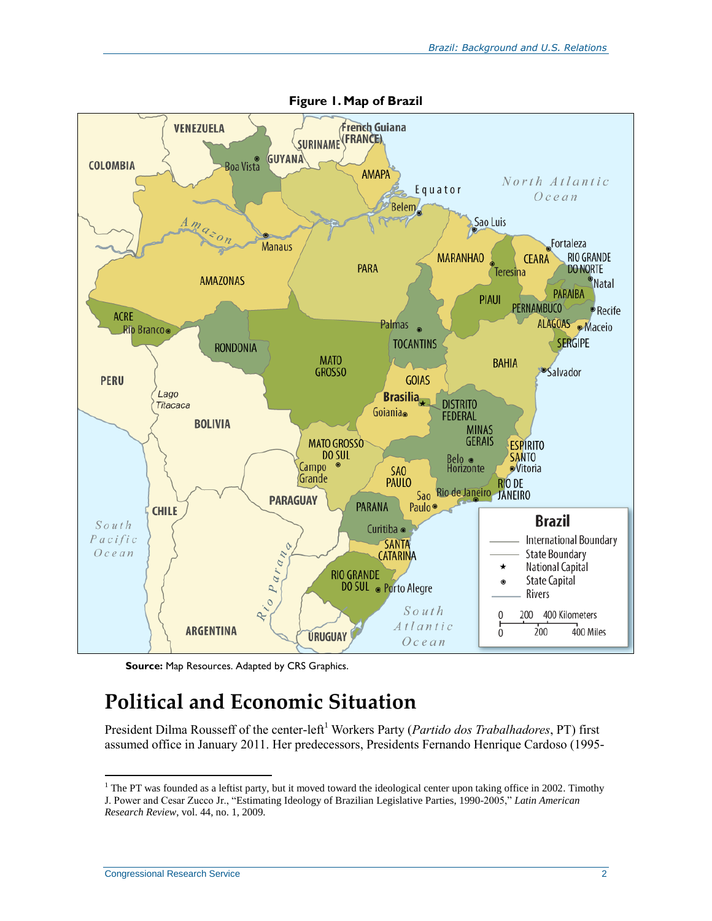**Figure 1. Map of Brazil**

**Source:** Map Resources. Adapted by CRS Graphics.

# Political and Economic Situation

President Dilma Rousseff of the center-left[1] Workers Party (*Partido dos Trabalhadores*, PT) first assumed office in January 2011. Her predecessors, Presidents Fernando Henrique Cardoso (1995-

---

[1] The PT was founded as a leftist party, but it moved toward the ideological center upon taking office in 2002. Timothy J. Power and Cesar Zucco Jr., "Estimating Ideology of Brazilian Legislative Parties, 1990-2005," *Latin American Research Review*, vol. 44, no. 1, 2009.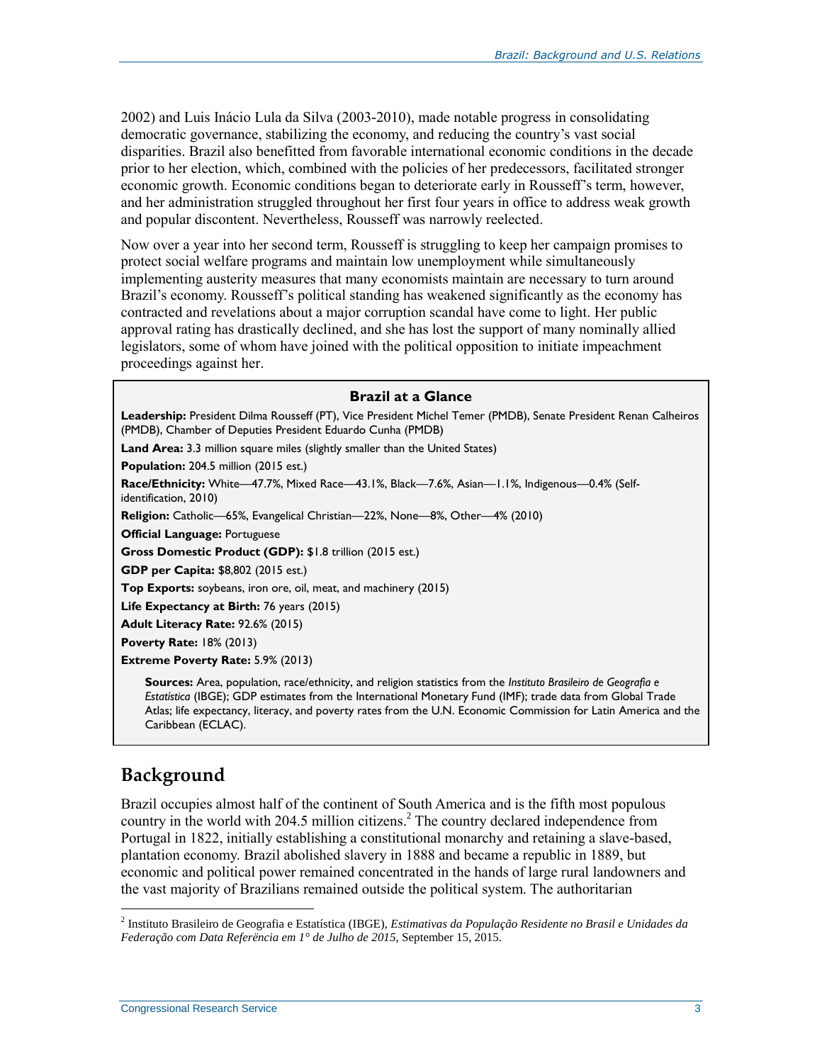2002) and Luis Inácio Lula da Silva (2003-2010), made notable progress in consolidating democratic governance, stabilizing the economy, and reducing the country's vast social disparities. Brazil also benefitted from favorable international economic conditions in the decade prior to her election, which, combined with the policies of her predecessors, facilitated stronger economic growth. Economic conditions began to deteriorate early in Rousseff's term, however, and her administration struggled throughout her first four years in office to address weak growth and popular discontent. Nevertheless, Rousseff was narrowly reelected.

Now over a year into her second term, Rousseff is struggling to keep her campaign promises to protect social welfare programs and maintain low unemployment while simultaneously implementing austerity measures that many economists maintain are necessary to turn around Brazil's economy. Rousseff's political standing has weakened significantly as the economy has contracted and revelations about a major corruption scandal have come to light. Her public approval rating has drastically declined, and she has lost the support of many nominally allied legislators, some of whom have joined with the political opposition to initiate impeachment proceedings against her.

**Brazil at a Glance**

**Leadership:** President Dilma Rousseff (PT), Vice President Michel Temer (PMDB), Senate President Renan Calheiros (PMDB), Chamber of Deputies President Eduardo Cunha (PMDB)

**Land Area:** 3.3 million square miles (slightly smaller than the United States)

**Population:** 204.5 million (2015 est.)

**Race/Ethnicity:** White—47.7%, Mixed Race—43.1%, Black—7.6%, Asian—1.1%, Indigenous—0.4% (Self-identification, 2010)

**Religion:** Catholic—65%, Evangelical Christian—22%, None—8%, Other—4% (2010)

**Official Language:** Portuguese

**Gross Domestic Product (GDP):** $1.8 trillion (2015 est.)

**GDP per Capita:** $8,802 (2015 est.)

**Top Exports:** soybeans, iron ore, oil, meat, and machinery (2015)

**Life Expectancy at Birth:** 76 years (2015)

**Adult Literacy Rate:** 92.6% (2015)

**Poverty Rate:** 18% (2013)

**Extreme Poverty Rate:** 5.9% (2013)

**Sources:** Area, population, race/ethnicity, and religion statistics from the *Instituto Brasileiro de Geografia e Estatística* (IBGE); GDP estimates from the International Monetary Fund (IMF); trade data from Global Trade Atlas; life expectancy, literacy, and poverty rates from the U.N. Economic Commission for Latin America and the Caribbean (ECLAC).

## Background

Brazil occupies almost half of the continent of South America and is the fifth most populous country in the world with 204.5 million citizens.[2] The country declared independence from Portugal in 1822, initially establishing a constitutional monarchy and retaining a slave-based, plantation economy. Brazil abolished slavery in 1888 and became a republic in 1889, but economic and political power remained concentrated in the hands of large rural landowners and the vast majority of Brazilians remained outside the political system. The authoritarian

[2] Instituto Brasileiro de Geografia e Estatística (IBGE), *Estimativas da População Residente no Brasil e Unidades da Federação com Data Referência em 1° de Julho de 2015*, September 15, 2015.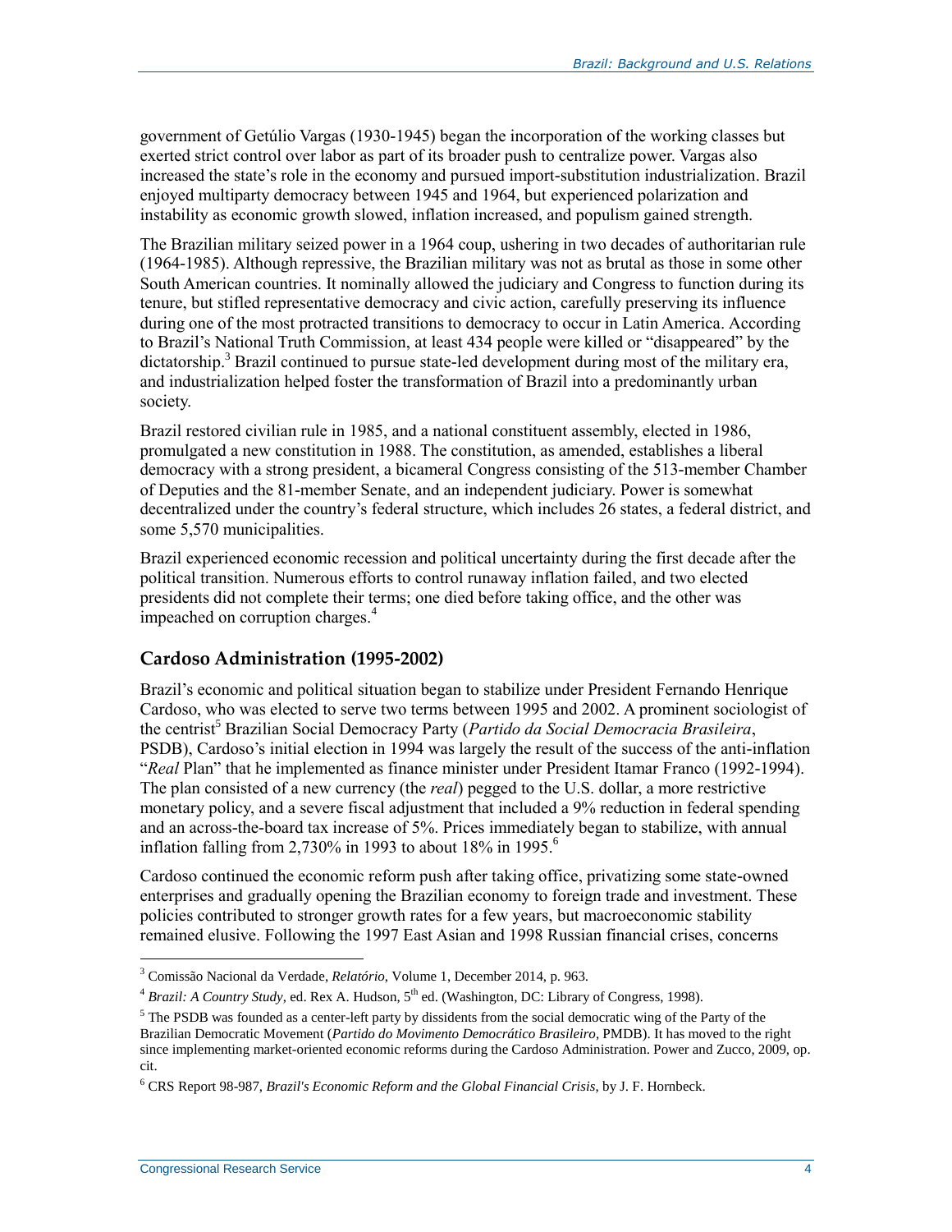government of Getúlio Vargas (1930-1945) began the incorporation of the working classes but exerted strict control over labor as part of its broader push to centralize power. Vargas also increased the state's role in the economy and pursued import-substitution industrialization. Brazil enjoyed multiparty democracy between 1945 and 1964, but experienced polarization and instability as economic growth slowed, inflation increased, and populism gained strength.

The Brazilian military seized power in a 1964 coup, ushering in two decades of authoritarian rule (1964-1985). Although repressive, the Brazilian military was not as brutal as those in some other South American countries. It nominally allowed the judiciary and Congress to function during its tenure, but stifled representative democracy and civic action, carefully preserving its influence during one of the most protracted transitions to democracy to occur in Latin America. According to Brazil's National Truth Commission, at least 434 people were killed or "disappeared" by the dictatorship.[3] Brazil continued to pursue state-led development during most of the military era, and industrialization helped foster the transformation of Brazil into a predominantly urban society.

Brazil restored civilian rule in 1985, and a national constituent assembly, elected in 1986, promulgated a new constitution in 1988. The constitution, as amended, establishes a liberal democracy with a strong president, a bicameral Congress consisting of the 513-member Chamber of Deputies and the 81-member Senate, and an independent judiciary. Power is somewhat decentralized under the country's federal structure, which includes 26 states, a federal district, and some 5,570 municipalities.

Brazil experienced economic recession and political uncertainty during the first decade after the political transition. Numerous efforts to control runaway inflation failed, and two elected presidents did not complete their terms; one died before taking office, and the other was impeached on corruption charges.[4]

## Cardoso Administration (1995-2002)

Brazil's economic and political situation began to stabilize under President Fernando Henrique Cardoso, who was elected to serve two terms between 1995 and 2002. A prominent sociologist of the centrist[5] Brazilian Social Democracy Party (*Partido da Social Democracia Brasileira*, PSDB), Cardoso's initial election in 1994 was largely the result of the success of the anti-inflation "*Real* Plan" that he implemented as finance minister under President Itamar Franco (1992-1994). The plan consisted of a new currency (the *real*) pegged to the U.S. dollar, a more restrictive monetary policy, and a severe fiscal adjustment that included a 9% reduction in federal spending and an across-the-board tax increase of 5%. Prices immediately began to stabilize, with annual inflation falling from 2,730% in 1993 to about 18% in 1995.[6]

Cardoso continued the economic reform push after taking office, privatizing some state-owned enterprises and gradually opening the Brazilian economy to foreign trade and investment. These policies contributed to stronger growth rates for a few years, but macroeconomic stability remained elusive. Following the 1997 East Asian and 1998 Russian financial crises, concerns

---

[3] Comissão Nacional da Verdade, *Relatório*, Volume 1, December 2014, p. 963.

[4] *Brazil: A Country Study*, ed. Rex A. Hudson, 5th ed. (Washington, DC: Library of Congress, 1998).

[5] The PSDB was founded as a center-left party by dissidents from the social democratic wing of the Party of the Brazilian Democratic Movement (*Partido do Movimento Democrático Brasileiro*, PMDB). It has moved to the right since implementing market-oriented economic reforms during the Cardoso Administration. Power and Zucco, 2009, op. cit.

[6] CRS Report 98-987, *Brazil's Economic Reform and the Global Financial Crisis*, by J. F. Hornbeck.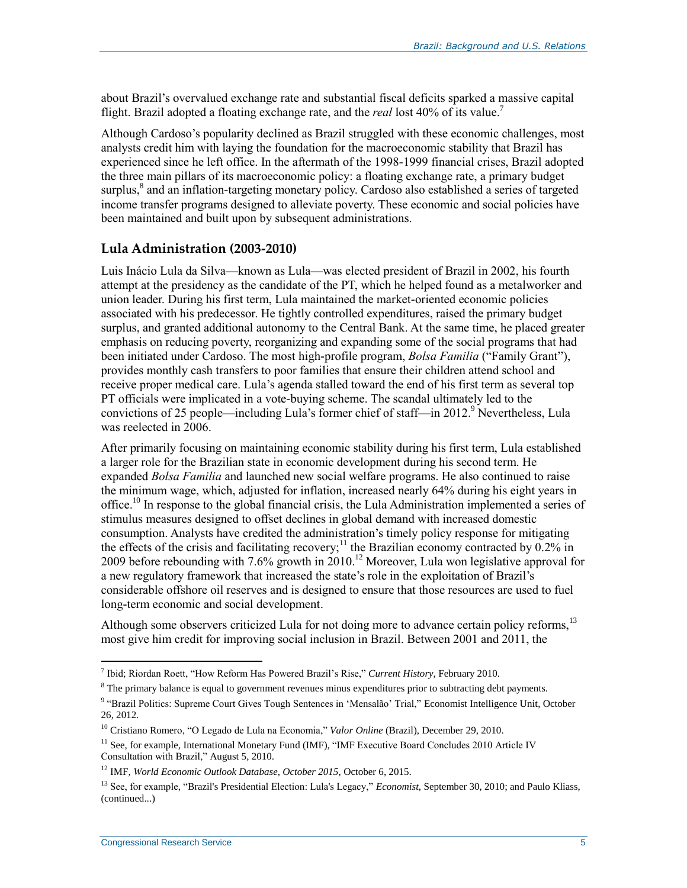about Brazil's overvalued exchange rate and substantial fiscal deficits sparked a massive capital flight. Brazil adopted a floating exchange rate, and the *real* lost 40% of its value.[7]

Although Cardoso's popularity declined as Brazil struggled with these economic challenges, most analysts credit him with laying the foundation for the macroeconomic stability that Brazil has experienced since he left office. In the aftermath of the 1998-1999 financial crises, Brazil adopted the three main pillars of its macroeconomic policy: a floating exchange rate, a primary budget surplus,[8] and an inflation-targeting monetary policy. Cardoso also established a series of targeted income transfer programs designed to alleviate poverty. These economic and social policies have been maintained and built upon by subsequent administrations.

### Lula Administration (2003-2010)

Luis Inácio Lula da Silva—known as Lula—was elected president of Brazil in 2002, his fourth attempt at the presidency as the candidate of the PT, which he helped found as a metalworker and union leader. During his first term, Lula maintained the market-oriented economic policies associated with his predecessor. He tightly controlled expenditures, raised the primary budget surplus, and granted additional autonomy to the Central Bank. At the same time, he placed greater emphasis on reducing poverty, reorganizing and expanding some of the social programs that had been initiated under Cardoso. The most high-profile program, *Bolsa Familia* ("Family Grant"), provides monthly cash transfers to poor families that ensure their children attend school and receive proper medical care. Lula's agenda stalled toward the end of his first term as several top PT officials were implicated in a vote-buying scheme. The scandal ultimately led to the convictions of 25 people—including Lula's former chief of staff—in 2012.[9] Nevertheless, Lula was reelected in 2006.

After primarily focusing on maintaining economic stability during his first term, Lula established a larger role for the Brazilian state in economic development during his second term. He expanded *Bolsa Familia* and launched new social welfare programs. He also continued to raise the minimum wage, which, adjusted for inflation, increased nearly 64% during his eight years in office.[10] In response to the global financial crisis, the Lula Administration implemented a series of stimulus measures designed to offset declines in global demand with increased domestic consumption. Analysts have credited the administration's timely policy response for mitigating the effects of the crisis and facilitating recovery;[11] the Brazilian economy contracted by 0.2% in 2009 before rebounding with 7.6% growth in 2010.[12] Moreover, Lula won legislative approval for a new regulatory framework that increased the state's role in the exploitation of Brazil's considerable offshore oil reserves and is designed to ensure that those resources are used to fuel long-term economic and social development.

Although some observers criticized Lula for not doing more to advance certain policy reforms,[13] most give him credit for improving social inclusion in Brazil. Between 2001 and 2011, the

---

[7] Ibid; Riordan Roett, "How Reform Has Powered Brazil's Rise," *Current History*, February 2010.

[8] The primary balance is equal to government revenues minus expenditures prior to subtracting debt payments.

[9] "Brazil Politics: Supreme Court Gives Tough Sentences in 'Mensalão' Trial," Economist Intelligence Unit, October 26, 2012.

[10] Cristiano Romero, "O Legado de Lula na Economia," *Valor Online* (Brazil), December 29, 2010.

[11] See, for example, International Monetary Fund (IMF), "IMF Executive Board Concludes 2010 Article IV Consultation with Brazil," August 5, 2010.

[12] IMF, *World Economic Outlook Database, October 2015*, October 6, 2015.

[13] See, for example, "Brazil's Presidential Election: Lula's Legacy," *Economist*, September 30, 2010; and Paulo Kliass, (continued...)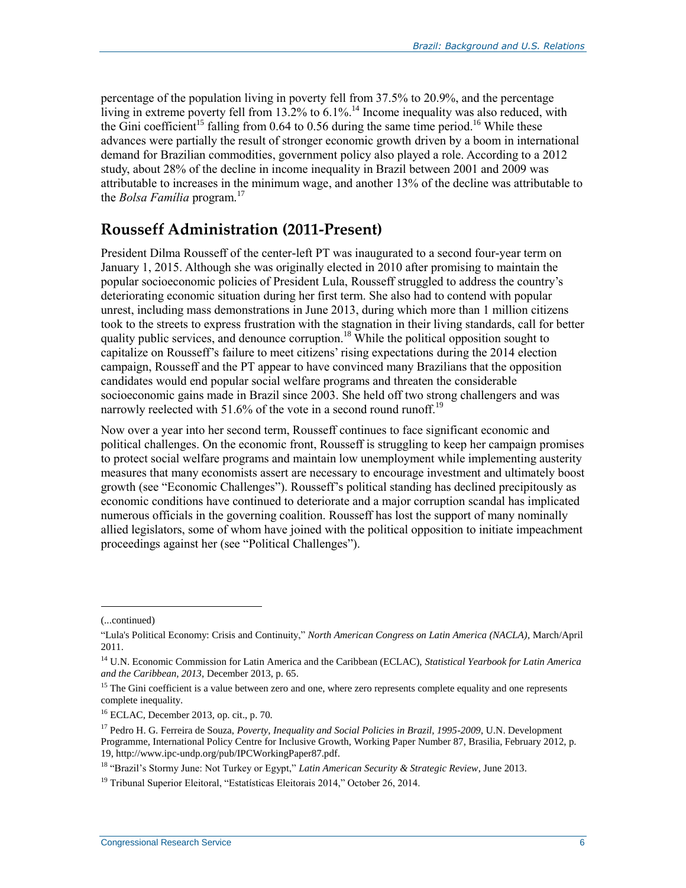percentage of the population living in poverty fell from 37.5% to 20.9%, and the percentage living in extreme poverty fell from 13.2% to 6.1%.[14] Income inequality was also reduced, with the Gini coefficient[15] falling from 0.64 to 0.56 during the same time period.[16] While these advances were partially the result of stronger economic growth driven by a boom in international demand for Brazilian commodities, government policy also played a role. According to a 2012 study, about 28% of the decline in income inequality in Brazil between 2001 and 2009 was attributable to increases in the minimum wage, and another 13% of the decline was attributable to the *Bolsa Família* program.[17]

## Rousseff Administration (2011-Present)

President Dilma Rousseff of the center-left PT was inaugurated to a second four-year term on January 1, 2015. Although she was originally elected in 2010 after promising to maintain the popular socioeconomic policies of President Lula, Rousseff struggled to address the country's deteriorating economic situation during her first term. She also had to contend with popular unrest, including mass demonstrations in June 2013, during which more than 1 million citizens took to the streets to express frustration with the stagnation in their living standards, call for better quality public services, and denounce corruption.[18] While the political opposition sought to capitalize on Rousseff's failure to meet citizens' rising expectations during the 2014 election campaign, Rousseff and the PT appear to have convinced many Brazilians that the opposition candidates would end popular social welfare programs and threaten the considerable socioeconomic gains made in Brazil since 2003. She held off two strong challengers and was narrowly reelected with 51.6% of the vote in a second round runoff.[19]

Now over a year into her second term, Rousseff continues to face significant economic and political challenges. On the economic front, Rousseff is struggling to keep her campaign promises to protect social welfare programs and maintain low unemployment while implementing austerity measures that many economists assert are necessary to encourage investment and ultimately boost growth (see "Economic Challenges"). Rousseff's political standing has declined precipitously as economic conditions have continued to deteriorate and a major corruption scandal has implicated numerous officials in the governing coalition. Rousseff has lost the support of many nominally allied legislators, some of whom have joined with the political opposition to initiate impeachment proceedings against her (see "Political Challenges").

---

(...continued)

"Lula's Political Economy: Crisis and Continuity," *North American Congress on Latin America (NACLA)*, March/April 2011.

[14] U.N. Economic Commission for Latin America and the Caribbean (ECLAC), *Statistical Yearbook for Latin America and the Caribbean, 2013*, December 2013, p. 65.

[15] The Gini coefficient is a value between zero and one, where zero represents complete equality and one represents complete inequality.

[16] ECLAC, December 2013, op. cit., p. 70.

[17] Pedro H. G. Ferreira de Souza, *Poverty, Inequality and Social Policies in Brazil, 1995-2009*, U.N. Development Programme, International Policy Centre for Inclusive Growth, Working Paper Number 87, Brasilia, February 2012, p. 19, http://www.ipc-undp.org/pub/IPCWorkingPaper87.pdf.

[18] "Brazil's Stormy June: Not Turkey or Egypt," *Latin American Security & Strategic Review*, June 2013.

[19] Tribunal Superior Eleitoral, "Estatísticas Eleitorais 2014," October 26, 2014.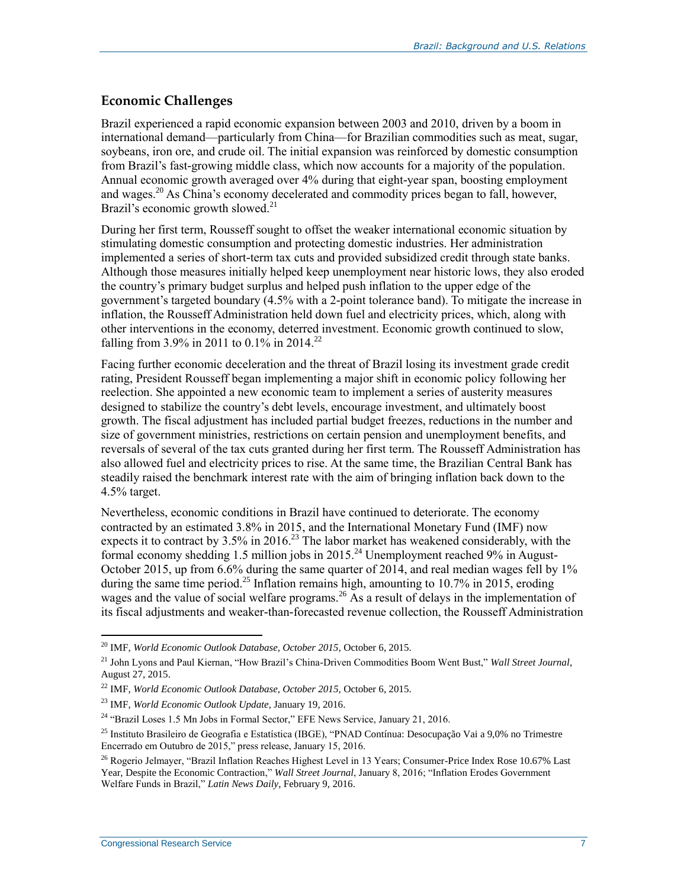## Economic Challenges

Brazil experienced a rapid economic expansion between 2003 and 2010, driven by a boom in international demand—particularly from China—for Brazilian commodities such as meat, sugar, soybeans, iron ore, and crude oil. The initial expansion was reinforced by domestic consumption from Brazil's fast-growing middle class, which now accounts for a majority of the population. Annual economic growth averaged over 4% during that eight-year span, boosting employment and wages.[20] As China's economy decelerated and commodity prices began to fall, however, Brazil's economic growth slowed.[21]

During her first term, Rousseff sought to offset the weaker international economic situation by stimulating domestic consumption and protecting domestic industries. Her administration implemented a series of short-term tax cuts and provided subsidized credit through state banks. Although those measures initially helped keep unemployment near historic lows, they also eroded the country's primary budget surplus and helped push inflation to the upper edge of the government's targeted boundary (4.5% with a 2-point tolerance band). To mitigate the increase in inflation, the Rousseff Administration held down fuel and electricity prices, which, along with other interventions in the economy, deterred investment. Economic growth continued to slow, falling from 3.9% in 2011 to 0.1% in 2014.[22]

Facing further economic deceleration and the threat of Brazil losing its investment grade credit rating, President Rousseff began implementing a major shift in economic policy following her reelection. She appointed a new economic team to implement a series of austerity measures designed to stabilize the country's debt levels, encourage investment, and ultimately boost growth. The fiscal adjustment has included partial budget freezes, reductions in the number and size of government ministries, restrictions on certain pension and unemployment benefits, and reversals of several of the tax cuts granted during her first term. The Rousseff Administration has also allowed fuel and electricity prices to rise. At the same time, the Brazilian Central Bank has steadily raised the benchmark interest rate with the aim of bringing inflation back down to the 4.5% target.

Nevertheless, economic conditions in Brazil have continued to deteriorate. The economy contracted by an estimated 3.8% in 2015, and the International Monetary Fund (IMF) now expects it to contract by 3.5% in 2016.[23] The labor market has weakened considerably, with the formal economy shedding 1.5 million jobs in 2015.[24] Unemployment reached 9% in August-October 2015, up from 6.6% during the same quarter of 2014, and real median wages fell by 1% during the same time period.[25] Inflation remains high, amounting to 10.7% in 2015, eroding wages and the value of social welfare programs.[26] As a result of delays in the implementation of its fiscal adjustments and weaker-than-forecasted revenue collection, the Rousseff Administration

---

[20] IMF, *World Economic Outlook Database, October 2015*, October 6, 2015.

[21] John Lyons and Paul Kiernan, "How Brazil's China-Driven Commodities Boom Went Bust," *Wall Street Journal*, August 27, 2015.

[22] IMF, *World Economic Outlook Database, October 2015*, October 6, 2015.

[23] IMF, *World Economic Outlook Update*, January 19, 2016.

[24] "Brazil Loses 1.5 Mn Jobs in Formal Sector," EFE News Service, January 21, 2016.

[25] Instituto Brasileiro de Geografia e Estatística (IBGE), "PNAD Contínua: Desocupação Vai a 9,0% no Trimestre Encerrado em Outubro de 2015," press release, January 15, 2016.

[26] Rogerio Jelmayer, "Brazil Inflation Reaches Highest Level in 13 Years; Consumer-Price Index Rose 10.67% Last Year, Despite the Economic Contraction," *Wall Street Journal*, January 8, 2016; "Inflation Erodes Government Welfare Funds in Brazil," *Latin News Daily*, February 9, 2016.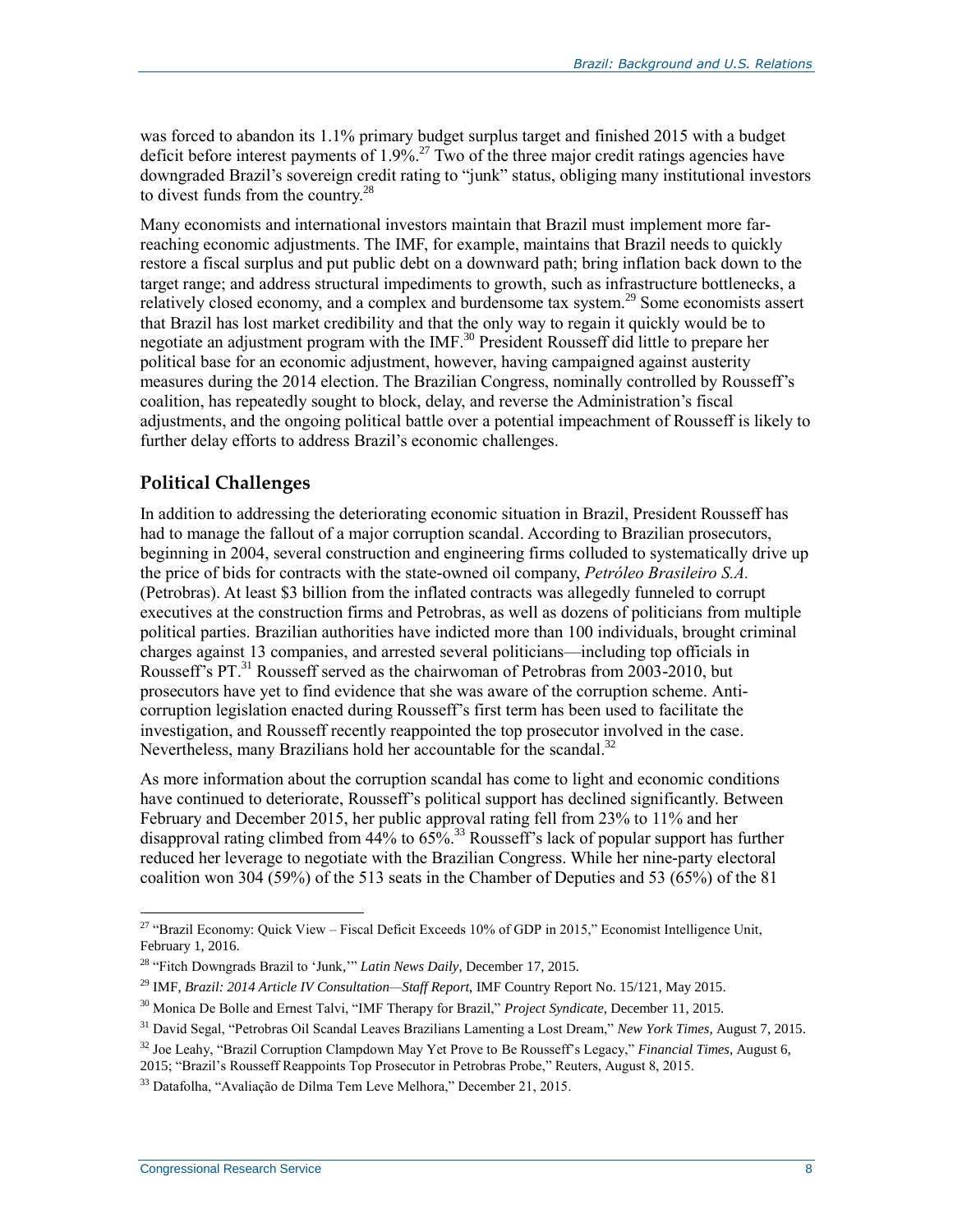was forced to abandon its 1.1% primary budget surplus target and finished 2015 with a budget deficit before interest payments of 1.9%.[27] Two of the three major credit ratings agencies have downgraded Brazil's sovereign credit rating to "junk" status, obliging many institutional investors to divest funds from the country.[28]

Many economists and international investors maintain that Brazil must implement more far-reaching economic adjustments. The IMF, for example, maintains that Brazil needs to quickly restore a fiscal surplus and put public debt on a downward path; bring inflation back down to the target range; and address structural impediments to growth, such as infrastructure bottlenecks, a relatively closed economy, and a complex and burdensome tax system.[29] Some economists assert that Brazil has lost market credibility and that the only way to regain it quickly would be to negotiate an adjustment program with the IMF.[30] President Rousseff did little to prepare her political base for an economic adjustment, however, having campaigned against austerity measures during the 2014 election. The Brazilian Congress, nominally controlled by Rousseff's coalition, has repeatedly sought to block, delay, and reverse the Administration's fiscal adjustments, and the ongoing political battle over a potential impeachment of Rousseff is likely to further delay efforts to address Brazil's economic challenges.

## Political Challenges

In addition to addressing the deteriorating economic situation in Brazil, President Rousseff has had to manage the fallout of a major corruption scandal. According to Brazilian prosecutors, beginning in 2004, several construction and engineering firms colluded to systematically drive up the price of bids for contracts with the state-owned oil company, *Petróleo Brasileiro S.A.* (Petrobras). At least $3 billion from the inflated contracts was allegedly funneled to corrupt executives at the construction firms and Petrobras, as well as dozens of politicians from multiple political parties. Brazilian authorities have indicted more than 100 individuals, brought criminal charges against 13 companies, and arrested several politicians—including top officials in Rousseff's PT.[31] Rousseff served as the chairwoman of Petrobras from 2003-2010, but prosecutors have yet to find evidence that she was aware of the corruption scheme. Anti-corruption legislation enacted during Rousseff's first term has been used to facilitate the investigation, and Rousseff recently reappointed the top prosecutor involved in the case. Nevertheless, many Brazilians hold her accountable for the scandal.[32]

As more information about the corruption scandal has come to light and economic conditions have continued to deteriorate, Rousseff's political support has declined significantly. Between February and December 2015, her public approval rating fell from 23% to 11% and her disapproval rating climbed from 44% to 65%.[33] Rousseff's lack of popular support has further reduced her leverage to negotiate with the Brazilian Congress. While her nine-party electoral coalition won 304 (59%) of the 513 seats in the Chamber of Deputies and 53 (65%) of the 81

---

[27] "Brazil Economy: Quick View – Fiscal Deficit Exceeds 10% of GDP in 2015," Economist Intelligence Unit, February 1, 2016.

[28] "Fitch Downgrads Brazil to 'Junk,'" *Latin News Daily*, December 17, 2015.

[29] IMF, *Brazil: 2014 Article IV Consultation—Staff Report*, IMF Country Report No. 15/121, May 2015.

[30] Monica De Bolle and Ernest Talvi, "IMF Therapy for Brazil," *Project Syndicate*, December 11, 2015.

[31] David Segal, "Petrobras Oil Scandal Leaves Brazilians Lamenting a Lost Dream," *New York Times*, August 7, 2015.

[32] Joe Leahy, "Brazil Corruption Clampdown May Yet Prove to Be Rousseff's Legacy," *Financial Times*, August 6, 2015; "Brazil's Rousseff Reappoints Top Prosecutor in Petrobras Probe," Reuters, August 8, 2015.

[33] Datafolha, "Avaliação de Dilma Tem Leve Melhora," December 21, 2015.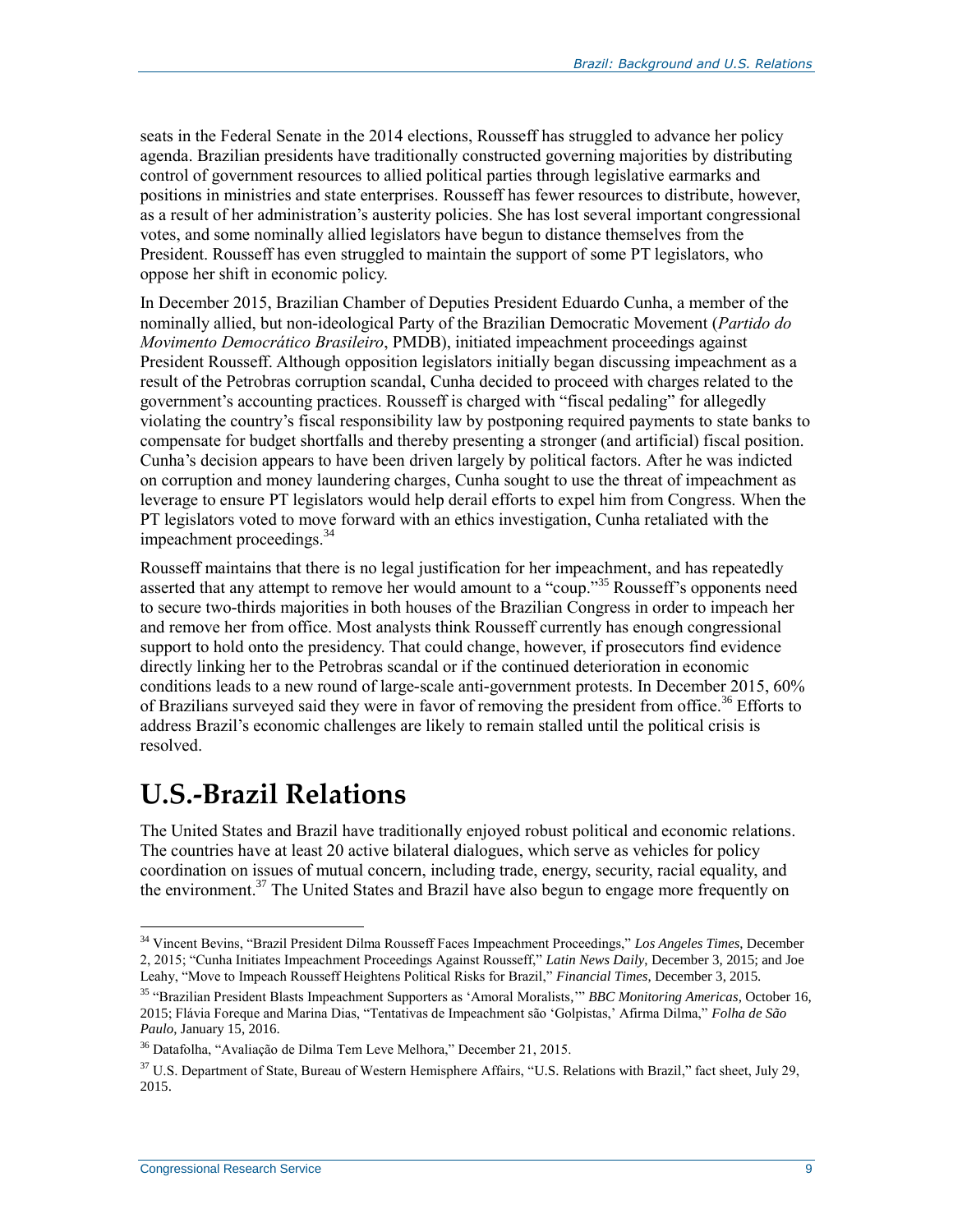seats in the Federal Senate in the 2014 elections, Rousseff has struggled to advance her policy agenda. Brazilian presidents have traditionally constructed governing majorities by distributing control of government resources to allied political parties through legislative earmarks and positions in ministries and state enterprises. Rousseff has fewer resources to distribute, however, as a result of her administration's austerity policies. She has lost several important congressional votes, and some nominally allied legislators have begun to distance themselves from the President. Rousseff has even struggled to maintain the support of some PT legislators, who oppose her shift in economic policy.

In December 2015, Brazilian Chamber of Deputies President Eduardo Cunha, a member of the nominally allied, but non-ideological Party of the Brazilian Democratic Movement (*Partido do Movimento Democrático Brasileiro*, PMDB), initiated impeachment proceedings against President Rousseff. Although opposition legislators initially began discussing impeachment as a result of the Petrobras corruption scandal, Cunha decided to proceed with charges related to the government's accounting practices. Rousseff is charged with "fiscal pedaling" for allegedly violating the country's fiscal responsibility law by postponing required payments to state banks to compensate for budget shortfalls and thereby presenting a stronger (and artificial) fiscal position. Cunha's decision appears to have been driven largely by political factors. After he was indicted on corruption and money laundering charges, Cunha sought to use the threat of impeachment as leverage to ensure PT legislators would help derail efforts to expel him from Congress. When the PT legislators voted to move forward with an ethics investigation, Cunha retaliated with the impeachment proceedings.[34]

Rousseff maintains that there is no legal justification for her impeachment, and has repeatedly asserted that any attempt to remove her would amount to a "coup."[35] Rousseff's opponents need to secure two-thirds majorities in both houses of the Brazilian Congress in order to impeach her and remove her from office. Most analysts think Rousseff currently has enough congressional support to hold onto the presidency. That could change, however, if prosecutors find evidence directly linking her to the Petrobras scandal or if the continued deterioration in economic conditions leads to a new round of large-scale anti-government protests. In December 2015, 60% of Brazilians surveyed said they were in favor of removing the president from office.[36] Efforts to address Brazil's economic challenges are likely to remain stalled until the political crisis is resolved.

# U.S.-Brazil Relations

The United States and Brazil have traditionally enjoyed robust political and economic relations. The countries have at least 20 active bilateral dialogues, which serve as vehicles for policy coordination on issues of mutual concern, including trade, energy, security, racial equality, and the environment.[37] The United States and Brazil have also begun to engage more frequently on

---

[34] Vincent Bevins, "Brazil President Dilma Rousseff Faces Impeachment Proceedings," *Los Angeles Times*, December 2, 2015; "Cunha Initiates Impeachment Proceedings Against Rousseff," *Latin News Daily*, December 3, 2015; and Joe Leahy, "Move to Impeach Rousseff Heightens Political Risks for Brazil," *Financial Times*, December 3, 2015.

[35] "Brazilian President Blasts Impeachment Supporters as 'Amoral Moralists,'" *BBC Monitoring Americas*, October 16, 2015; Flávia Foreque and Marina Dias, "Tentativas de Impeachment são 'Golpistas,' Afirma Dilma," *Folha de São Paulo*, January 15, 2016.

[36] Datafolha, "Avaliação de Dilma Tem Leve Melhora," December 21, 2015.

[37] U.S. Department of State, Bureau of Western Hemisphere Affairs, "U.S. Relations with Brazil," fact sheet, July 29, 2015.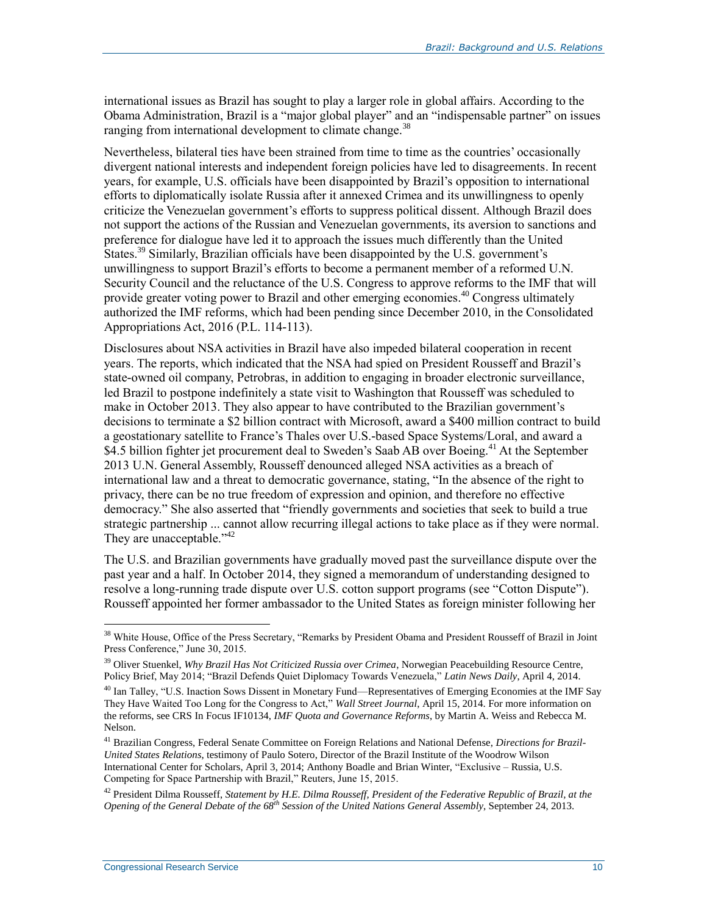international issues as Brazil has sought to play a larger role in global affairs. According to the Obama Administration, Brazil is a "major global player" and an "indispensable partner" on issues ranging from international development to climate change.[38]

Nevertheless, bilateral ties have been strained from time to time as the countries' occasionally divergent national interests and independent foreign policies have led to disagreements. In recent years, for example, U.S. officials have been disappointed by Brazil's opposition to international efforts to diplomatically isolate Russia after it annexed Crimea and its unwillingness to openly criticize the Venezuelan government's efforts to suppress political dissent. Although Brazil does not support the actions of the Russian and Venezuelan governments, its aversion to sanctions and preference for dialogue have led it to approach the issues much differently than the United States.[39] Similarly, Brazilian officials have been disappointed by the U.S. government's unwillingness to support Brazil's efforts to become a permanent member of a reformed U.N. Security Council and the reluctance of the U.S. Congress to approve reforms to the IMF that will provide greater voting power to Brazil and other emerging economies.[40] Congress ultimately authorized the IMF reforms, which had been pending since December 2010, in the Consolidated Appropriations Act, 2016 (P.L. 114-113).

Disclosures about NSA activities in Brazil have also impeded bilateral cooperation in recent years. The reports, which indicated that the NSA had spied on President Rousseff and Brazil's state-owned oil company, Petrobras, in addition to engaging in broader electronic surveillance, led Brazil to postpone indefinitely a state visit to Washington that Rousseff was scheduled to make in October 2013. They also appear to have contributed to the Brazilian government's decisions to terminate a \$2 billion contract with Microsoft, award a \$400 million contract to build a geostationary satellite to France's Thales over U.S.-based Space Systems/Loral, and award a \$4.5 billion fighter jet procurement deal to Sweden's Saab AB over Boeing.[41] At the September 2013 U.N. General Assembly, Rousseff denounced alleged NSA activities as a breach of international law and a threat to democratic governance, stating, "In the absence of the right to privacy, there can be no true freedom of expression and opinion, and therefore no effective democracy." She also asserted that "friendly governments and societies that seek to build a true strategic partnership ... cannot allow recurring illegal actions to take place as if they were normal. They are unacceptable."[42]

The U.S. and Brazilian governments have gradually moved past the surveillance dispute over the past year and a half. In October 2014, they signed a memorandum of understanding designed to resolve a long-running trade dispute over U.S. cotton support programs (see "Cotton Dispute"). Rousseff appointed her former ambassador to the United States as foreign minister following her

---

[38] White House, Office of the Press Secretary, "Remarks by President Obama and President Rousseff of Brazil in Joint Press Conference," June 30, 2015.

[39] Oliver Stuenkel, *Why Brazil Has Not Criticized Russia over Crimea*, Norwegian Peacebuilding Resource Centre, Policy Brief, May 2014; "Brazil Defends Quiet Diplomacy Towards Venezuela," *Latin News Daily*, April 4, 2014.

[40] Ian Talley, "U.S. Inaction Sows Dissent in Monetary Fund—Representatives of Emerging Economies at the IMF Say They Have Waited Too Long for the Congress to Act," *Wall Street Journal*, April 15, 2014. For more information on the reforms, see CRS In Focus IF10134, *IMF Quota and Governance Reforms*, by Martin A. Weiss and Rebecca M. Nelson.

[41] Brazilian Congress, Federal Senate Committee on Foreign Relations and National Defense, *Directions for Brazil-United States Relations*, testimony of Paulo Sotero, Director of the Brazil Institute of the Woodrow Wilson International Center for Scholars, April 3, 2014; Anthony Boadle and Brian Winter, "Exclusive – Russia, U.S. Competing for Space Partnership with Brazil," Reuters, June 15, 2015.

[42] President Dilma Rousseff, *Statement by H.E. Dilma Rousseff, President of the Federative Republic of Brazil, at the Opening of the General Debate of the 68th Session of the United Nations General Assembly*, September 24, 2013.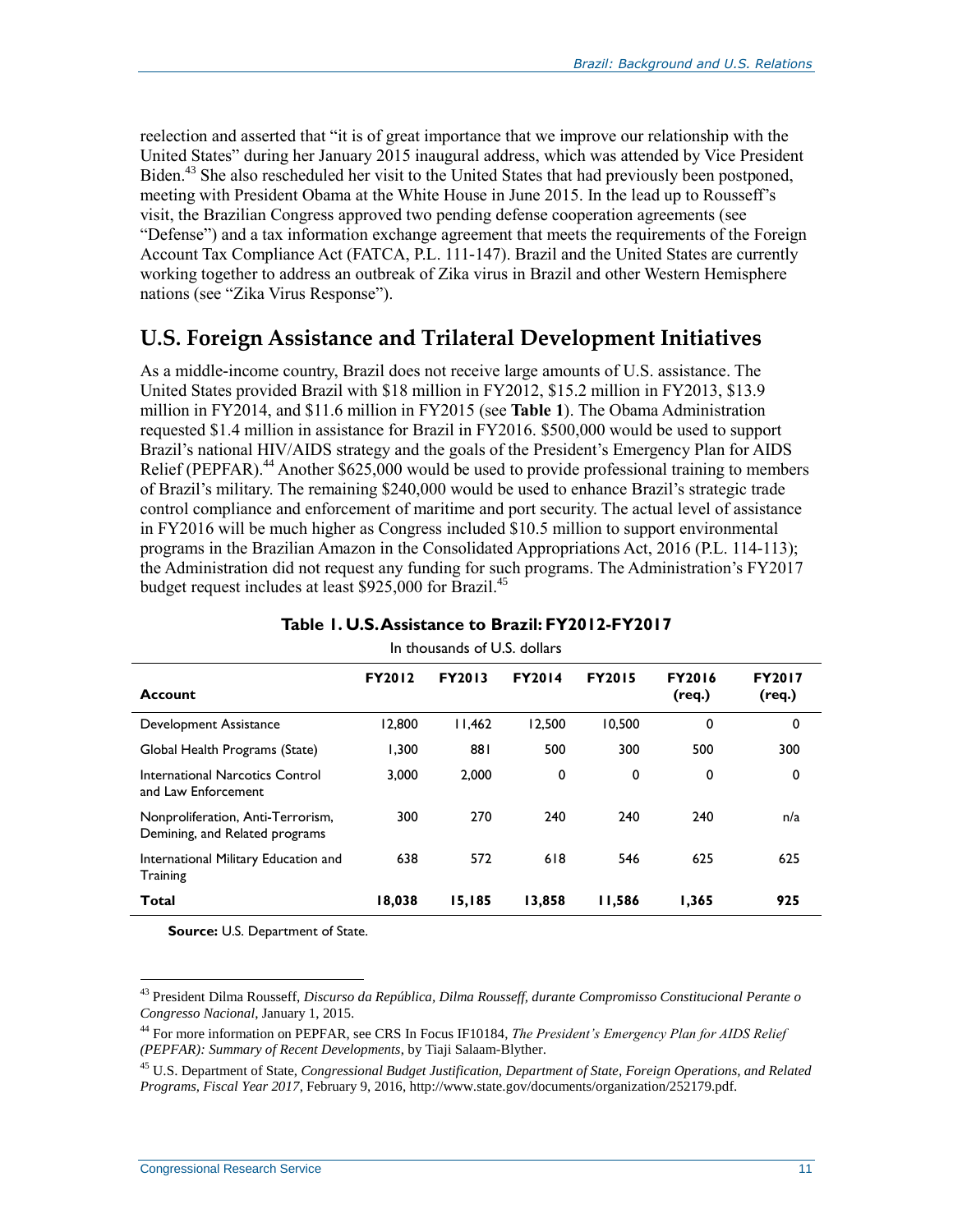reelection and asserted that "it is of great importance that we improve our relationship with the United States" during her January 2015 inaugural address, which was attended by Vice President Biden.[43] She also rescheduled her visit to the United States that had previously been postponed, meeting with President Obama at the White House in June 2015. In the lead up to Rousseff's visit, the Brazilian Congress approved two pending defense cooperation agreements (see "Defense") and a tax information exchange agreement that meets the requirements of the Foreign Account Tax Compliance Act (FATCA, P.L. 111-147). Brazil and the United States are currently working together to address an outbreak of Zika virus in Brazil and other Western Hemisphere nations (see "Zika Virus Response").

## U.S. Foreign Assistance and Trilateral Development Initiatives

As a middle-income country, Brazil does not receive large amounts of U.S. assistance. The United States provided Brazil with $18 million in FY2012, $15.2 million in FY2013, $13.9 million in FY2014, and $11.6 million in FY2015 (see **Table 1**). The Obama Administration requested $1.4 million in assistance for Brazil in FY2016. $500,000 would be used to support Brazil's national HIV/AIDS strategy and the goals of the President's Emergency Plan for AIDS Relief (PEPFAR).[44] Another $625,000 would be used to provide professional training to members of Brazil's military. The remaining $240,000 would be used to enhance Brazil's strategic trade control compliance and enforcement of maritime and port security. The actual level of assistance in FY2016 will be much higher as Congress included $10.5 million to support environmental programs in the Brazilian Amazon in the Consolidated Appropriations Act, 2016 (P.L. 114-113); the Administration did not request any funding for such programs. The Administration's FY2017 budget request includes at least $925,000 for Brazil.[45]

**Table 1. U.S. Assistance to Brazil: FY2012-FY2017**

In thousands of U.S. dollars

| Account | FY2012 | FY2013 | FY2014 | FY2015 | FY2016 (req.) | FY2017 (req.) |
|---|---|---|---|---|---|---|
| Development Assistance | 12,800 | 11,462 | 12,500 | 10,500 | 0 | 0 |
| Global Health Programs (State) | 1,300 | 881 | 500 | 300 | 500 | 300 |
| International Narcotics Control and Law Enforcement | 3,000 | 2,000 | 0 | 0 | 0 | 0 |
| Nonproliferation, Anti-Terrorism, Demining, and Related programs | 300 | 270 | 240 | 240 | 240 | n/a |
| International Military Education and Training | 638 | 572 | 618 | 546 | 625 | 625 |
| **Total** | **18,038** | **15,185** | **13,858** | **11,586** | **1,365** | **925** |

**Source:** U.S. Department of State.

---

[43] President Dilma Rousseff, *Discurso da República, Dilma Rousseff, durante Compromisso Constitucional Perante o Congresso Nacional*, January 1, 2015.

[44] For more information on PEPFAR, see CRS In Focus IF10184, *The President's Emergency Plan for AIDS Relief (PEPFAR): Summary of Recent Developments*, by Tiaji Salaam-Blyther.

[45] U.S. Department of State, *Congressional Budget Justification, Department of State, Foreign Operations, and Related Programs, Fiscal Year 2017*, February 9, 2016, http://www.state.gov/documents/organization/252179.pdf.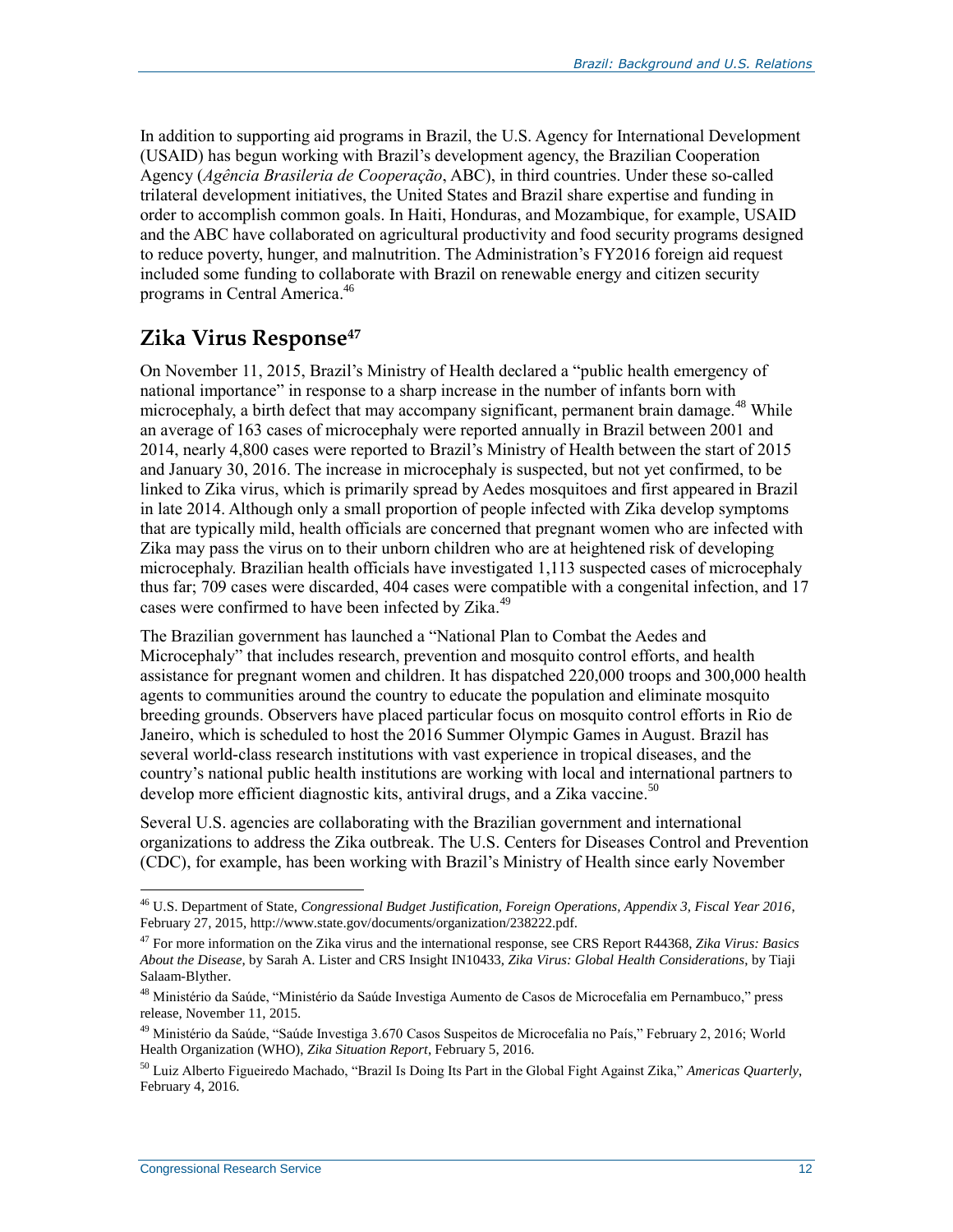In addition to supporting aid programs in Brazil, the U.S. Agency for International Development (USAID) has begun working with Brazil's development agency, the Brazilian Cooperation Agency (*Agência Brasileria de Cooperação*, ABC), in third countries. Under these so-called trilateral development initiatives, the United States and Brazil share expertise and funding in order to accomplish common goals. In Haiti, Honduras, and Mozambique, for example, USAID and the ABC have collaborated on agricultural productivity and food security programs designed to reduce poverty, hunger, and malnutrition. The Administration's FY2016 foreign aid request included some funding to collaborate with Brazil on renewable energy and citizen security programs in Central America.[46]

## Zika Virus Response[47]

On November 11, 2015, Brazil's Ministry of Health declared a "public health emergency of national importance" in response to a sharp increase in the number of infants born with microcephaly, a birth defect that may accompany significant, permanent brain damage.[48] While an average of 163 cases of microcephaly were reported annually in Brazil between 2001 and 2014, nearly 4,800 cases were reported to Brazil's Ministry of Health between the start of 2015 and January 30, 2016. The increase in microcephaly is suspected, but not yet confirmed, to be linked to Zika virus, which is primarily spread by Aedes mosquitoes and first appeared in Brazil in late 2014. Although only a small proportion of people infected with Zika develop symptoms that are typically mild, health officials are concerned that pregnant women who are infected with Zika may pass the virus on to their unborn children who are at heightened risk of developing microcephaly. Brazilian health officials have investigated 1,113 suspected cases of microcephaly thus far; 709 cases were discarded, 404 cases were compatible with a congenital infection, and 17 cases were confirmed to have been infected by Zika.[49]

The Brazilian government has launched a "National Plan to Combat the Aedes and Microcephaly" that includes research, prevention and mosquito control efforts, and health assistance for pregnant women and children. It has dispatched 220,000 troops and 300,000 health agents to communities around the country to educate the population and eliminate mosquito breeding grounds. Observers have placed particular focus on mosquito control efforts in Rio de Janeiro, which is scheduled to host the 2016 Summer Olympic Games in August. Brazil has several world-class research institutions with vast experience in tropical diseases, and the country's national public health institutions are working with local and international partners to develop more efficient diagnostic kits, antiviral drugs, and a Zika vaccine.[50]

Several U.S. agencies are collaborating with the Brazilian government and international organizations to address the Zika outbreak. The U.S. Centers for Diseases Control and Prevention (CDC), for example, has been working with Brazil's Ministry of Health since early November

---

[46] U.S. Department of State, *Congressional Budget Justification, Foreign Operations, Appendix 3, Fiscal Year 2016*, February 27, 2015, http://www.state.gov/documents/organization/238222.pdf.

[47] For more information on the Zika virus and the international response, see CRS Report R44368, *Zika Virus: Basics About the Disease*, by Sarah A. Lister and CRS Insight IN10433, *Zika Virus: Global Health Considerations*, by Tiaji Salaam-Blyther.

[48] Ministério da Saúde, "Ministério da Saúde Investiga Aumento de Casos de Microcefalia em Pernambuco," press release, November 11, 2015.

[49] Ministério da Saúde, "Saúde Investiga 3.670 Casos Suspeitos de Microcefalia no País," February 2, 2016; World Health Organization (WHO), *Zika Situation Report*, February 5, 2016.

[50] Luiz Alberto Figueiredo Machado, "Brazil Is Doing Its Part in the Global Fight Against Zika," *Americas Quarterly*, February 4, 2016.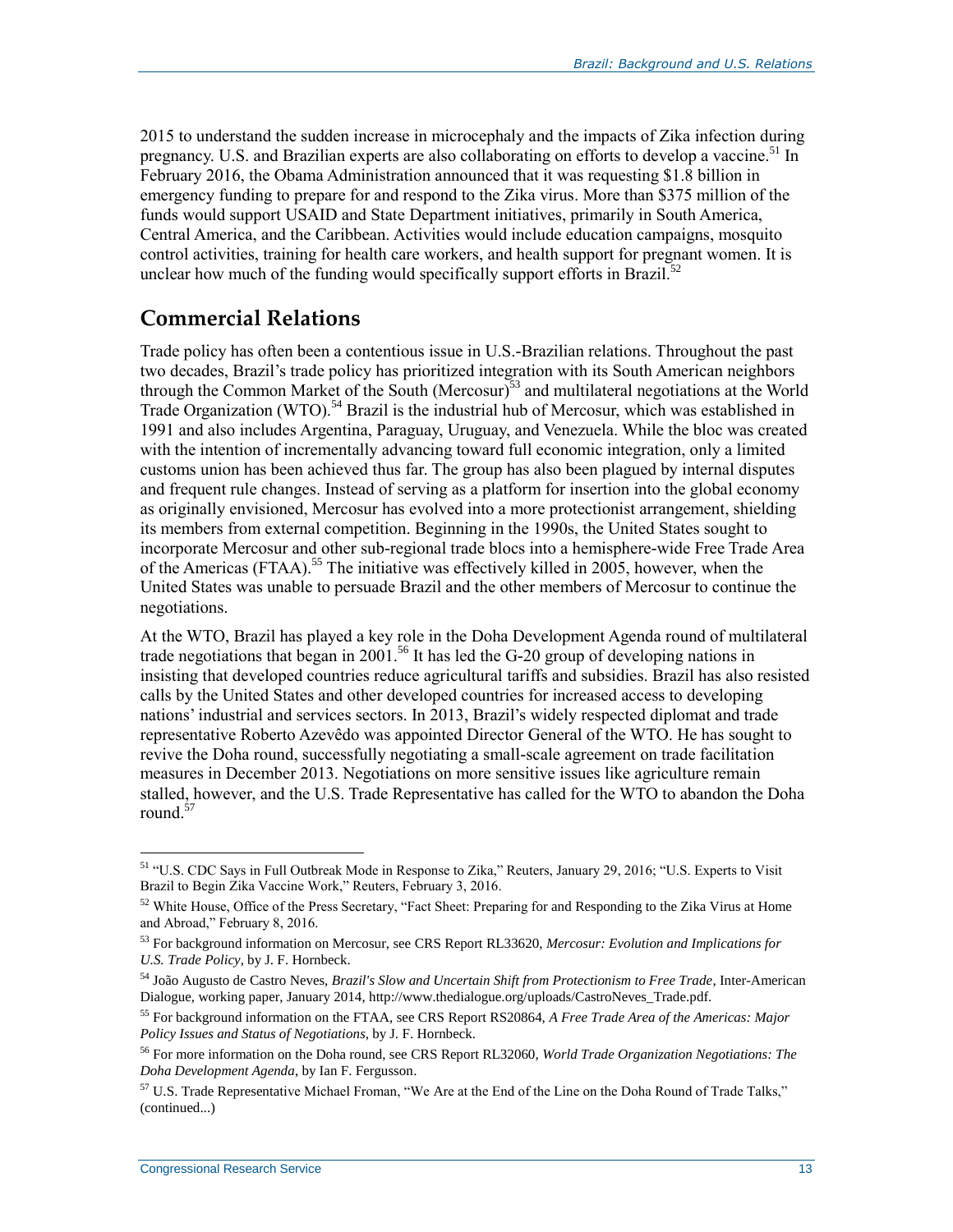2015 to understand the sudden increase in microcephaly and the impacts of Zika infection during pregnancy. U.S. and Brazilian experts are also collaborating on efforts to develop a vaccine.[51] In February 2016, the Obama Administration announced that it was requesting $1.8 billion in emergency funding to prepare for and respond to the Zika virus. More than $375 million of the funds would support USAID and State Department initiatives, primarily in South America, Central America, and the Caribbean. Activities would include education campaigns, mosquito control activities, training for health care workers, and health support for pregnant women. It is unclear how much of the funding would specifically support efforts in Brazil.[52]

## Commercial Relations

Trade policy has often been a contentious issue in U.S.-Brazilian relations. Throughout the past two decades, Brazil's trade policy has prioritized integration with its South American neighbors through the Common Market of the South (Mercosur)[53] and multilateral negotiations at the World Trade Organization (WTO).[54] Brazil is the industrial hub of Mercosur, which was established in 1991 and also includes Argentina, Paraguay, Uruguay, and Venezuela. While the bloc was created with the intention of incrementally advancing toward full economic integration, only a limited customs union has been achieved thus far. The group has also been plagued by internal disputes and frequent rule changes. Instead of serving as a platform for insertion into the global economy as originally envisioned, Mercosur has evolved into a more protectionist arrangement, shielding its members from external competition. Beginning in the 1990s, the United States sought to incorporate Mercosur and other sub-regional trade blocs into a hemisphere-wide Free Trade Area of the Americas (FTAA).[55] The initiative was effectively killed in 2005, however, when the United States was unable to persuade Brazil and the other members of Mercosur to continue the negotiations.

At the WTO, Brazil has played a key role in the Doha Development Agenda round of multilateral trade negotiations that began in 2001.[56] It has led the G-20 group of developing nations in insisting that developed countries reduce agricultural tariffs and subsidies. Brazil has also resisted calls by the United States and other developed countries for increased access to developing nations' industrial and services sectors. In 2013, Brazil's widely respected diplomat and trade representative Roberto Azevêdo was appointed Director General of the WTO. He has sought to revive the Doha round, successfully negotiating a small-scale agreement on trade facilitation measures in December 2013. Negotiations on more sensitive issues like agriculture remain stalled, however, and the U.S. Trade Representative has called for the WTO to abandon the Doha round.[57]

---

[51] "U.S. CDC Says in Full Outbreak Mode in Response to Zika," Reuters, January 29, 2016; "U.S. Experts to Visit Brazil to Begin Zika Vaccine Work," Reuters, February 3, 2016.

[52] White House, Office of the Press Secretary, "Fact Sheet: Preparing for and Responding to the Zika Virus at Home and Abroad," February 8, 2016.

[53] For background information on Mercosur, see CRS Report RL33620, *Mercosur: Evolution and Implications for U.S. Trade Policy*, by J. F. Hornbeck.

[54] João Augusto de Castro Neves, *Brazil's Slow and Uncertain Shift from Protectionism to Free Trade*, Inter-American Dialogue, working paper, January 2014, http://www.thedialogue.org/uploads/CastroNeves_Trade.pdf.

[55] For background information on the FTAA, see CRS Report RS20864, *A Free Trade Area of the Americas: Major Policy Issues and Status of Negotiations*, by J. F. Hornbeck.

[56] For more information on the Doha round, see CRS Report RL32060, *World Trade Organization Negotiations: The Doha Development Agenda*, by Ian F. Fergusson.

[57] U.S. Trade Representative Michael Froman, "We Are at the End of the Line on the Doha Round of Trade Talks," (continued...)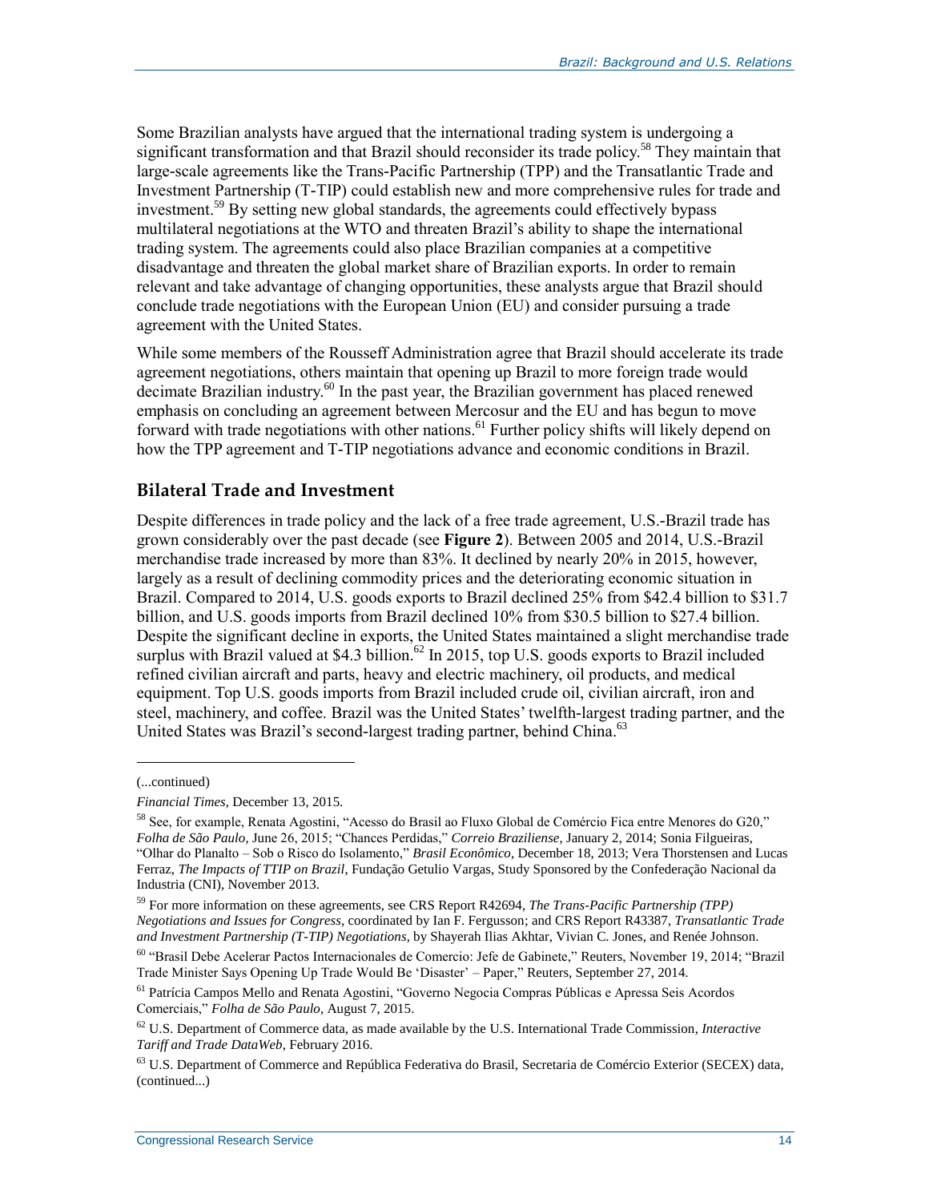Some Brazilian analysts have argued that the international trading system is undergoing a significant transformation and that Brazil should reconsider its trade policy.[58] They maintain that large-scale agreements like the Trans-Pacific Partnership (TPP) and the Transatlantic Trade and Investment Partnership (T-TIP) could establish new and more comprehensive rules for trade and investment.[59] By setting new global standards, the agreements could effectively bypass multilateral negotiations at the WTO and threaten Brazil's ability to shape the international trading system. The agreements could also place Brazilian companies at a competitive disadvantage and threaten the global market share of Brazilian exports. In order to remain relevant and take advantage of changing opportunities, these analysts argue that Brazil should conclude trade negotiations with the European Union (EU) and consider pursuing a trade agreement with the United States.

While some members of the Rousseff Administration agree that Brazil should accelerate its trade agreement negotiations, others maintain that opening up Brazil to more foreign trade would decimate Brazilian industry.[60] In the past year, the Brazilian government has placed renewed emphasis on concluding an agreement between Mercosur and the EU and has begun to move forward with trade negotiations with other nations.[61] Further policy shifts will likely depend on how the TPP agreement and T-TIP negotiations advance and economic conditions in Brazil.

## Bilateral Trade and Investment

Despite differences in trade policy and the lack of a free trade agreement, U.S.-Brazil trade has grown considerably over the past decade (see **Figure 2**). Between 2005 and 2014, U.S.-Brazil merchandise trade increased by more than 83%. It declined by nearly 20% in 2015, however, largely as a result of declining commodity prices and the deteriorating economic situation in Brazil. Compared to 2014, U.S. goods exports to Brazil declined 25% from $42.4 billion to $31.7 billion, and U.S. goods imports from Brazil declined 10% from $30.5 billion to $27.4 billion. Despite the significant decline in exports, the United States maintained a slight merchandise trade surplus with Brazil valued at $4.3 billion.[62] In 2015, top U.S. goods exports to Brazil included refined civilian aircraft and parts, heavy and electric machinery, oil products, and medical equipment. Top U.S. goods imports from Brazil included crude oil, civilian aircraft, iron and steel, machinery, and coffee. Brazil was the United States' twelfth-largest trading partner, and the United States was Brazil's second-largest trading partner, behind China.[63]

(...continued)

*Financial Times*, December 13, 2015.

[58] See, for example, Renata Agostini, "Acesso do Brasil ao Fluxo Global de Comércio Fica entre Menores do G20," *Folha de São Paulo*, June 26, 2015; "Chances Perdidas," *Correio Braziliense*, January 2, 2014; Sonia Filgueiras, "Olhar do Planalto – Sob o Risco do Isolamento," *Brasil Econômico*, December 18, 2013; Vera Thorstensen and Lucas Ferraz, *The Impacts of TTIP on Brazil*, Fundação Getulio Vargas, Study Sponsored by the Confederação Nacional da Industria (CNI), November 2013.

[59] For more information on these agreements, see CRS Report R42694, *The Trans-Pacific Partnership (TPP) Negotiations and Issues for Congress*, coordinated by Ian F. Fergusson; and CRS Report R43387, *Transatlantic Trade and Investment Partnership (T-TIP) Negotiations*, by Shayerah Ilias Akhtar, Vivian C. Jones, and Renée Johnson.

[60] "Brasil Debe Acelerar Pactos Internacionales de Comercio: Jefe de Gabinete," Reuters, November 19, 2014; "Brazil Trade Minister Says Opening Up Trade Would Be 'Disaster' – Paper," Reuters, September 27, 2014.

[61] Patrícia Campos Mello and Renata Agostini, "Governo Negocia Compras Públicas e Apressa Seis Acordos Comerciais," *Folha de São Paulo*, August 7, 2015.

[62] U.S. Department of Commerce data, as made available by the U.S. International Trade Commission, *Interactive Tariff and Trade DataWeb*, February 2016.

[63] U.S. Department of Commerce and República Federativa do Brasil, Secretaria de Comércio Exterior (SECEX) data, (continued...)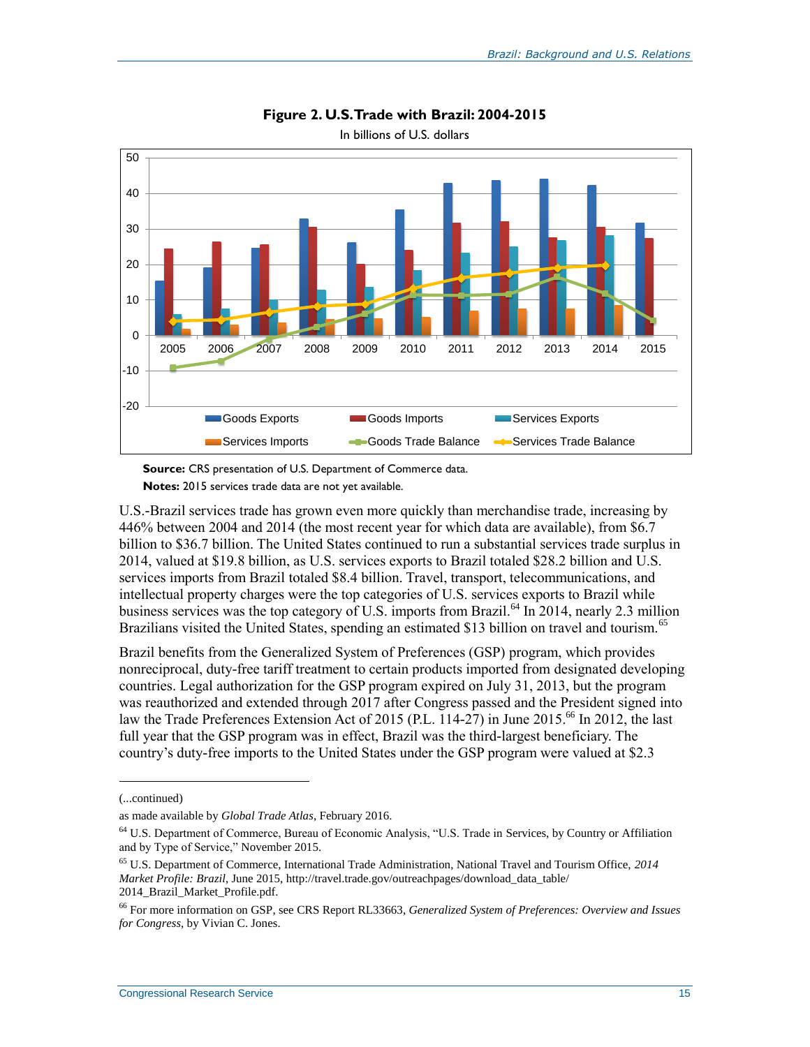**Figure 2. U.S. Trade with Brazil: 2004-2015**

In billions of U.S. dollars

**Source:** CRS presentation of U.S. Department of Commerce data.

**Notes:** 2015 services trade data are not yet available.

U.S.-Brazil services trade has grown even more quickly than merchandise trade, increasing by 446% between 2004 and 2014 (the most recent year for which data are available), from $6.7 billion to $36.7 billion. The United States continued to run a substantial services trade surplus in 2014, valued at $19.8 billion, as U.S. services exports to Brazil totaled $28.2 billion and U.S. services imports from Brazil totaled $8.4 billion. Travel, transport, telecommunications, and intellectual property charges were the top categories of U.S. services exports to Brazil while business services was the top category of U.S. imports from Brazil.[64] In 2014, nearly 2.3 million Brazilians visited the United States, spending an estimated $13 billion on travel and tourism.[65]

Brazil benefits from the Generalized System of Preferences (GSP) program, which provides nonreciprocal, duty-free tariff treatment to certain products imported from designated developing countries. Legal authorization for the GSP program expired on July 31, 2013, but the program was reauthorized and extended through 2017 after Congress passed and the President signed into law the Trade Preferences Extension Act of 2015 (P.L. 114-27) in June 2015.[66] In 2012, the last full year that the GSP program was in effect, Brazil was the third-largest beneficiary. The country's duty-free imports to the United States under the GSP program were valued at $2.3

---

(...continued)

as made available by *Global Trade Atlas*, February 2016.

[64] U.S. Department of Commerce, Bureau of Economic Analysis, "U.S. Trade in Services, by Country or Affiliation and by Type of Service," November 2015.

[65] U.S. Department of Commerce, International Trade Administration, National Travel and Tourism Office, *2014 Market Profile: Brazil*, June 2015, http://travel.trade.gov/outreachpages/download_data_table/2014_Brazil_Market_Profile.pdf.

[66] For more information on GSP, see CRS Report RL33663, *Generalized System of Preferences: Overview and Issues for Congress*, by Vivian C. Jones.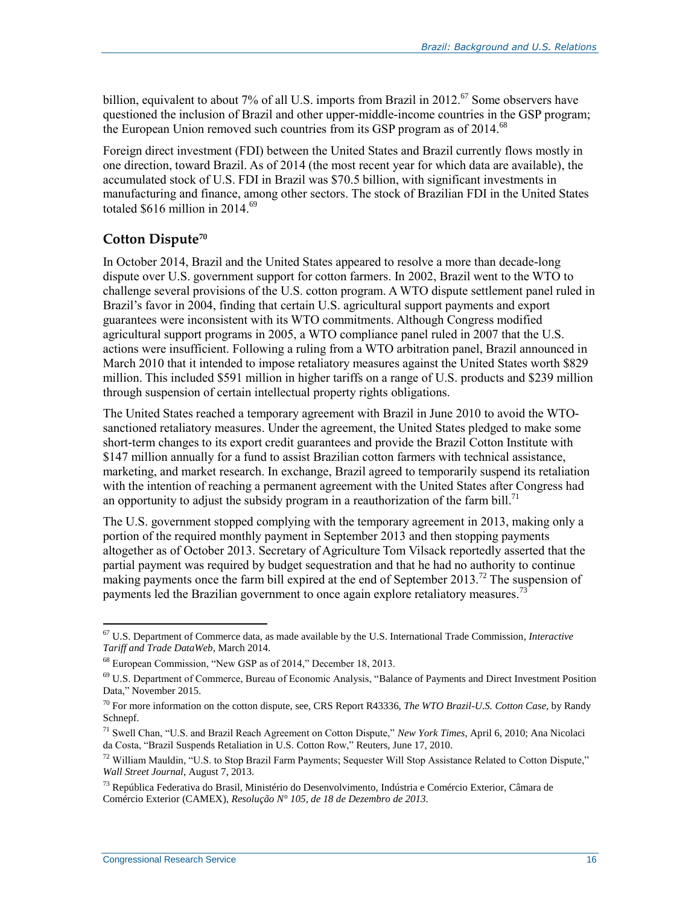billion, equivalent to about 7% of all U.S. imports from Brazil in 2012.[67] Some observers have questioned the inclusion of Brazil and other upper-middle-income countries in the GSP program; the European Union removed such countries from its GSP program as of 2014.[68]

Foreign direct investment (FDI) between the United States and Brazil currently flows mostly in one direction, toward Brazil. As of 2014 (the most recent year for which data are available), the accumulated stock of U.S. FDI in Brazil was $70.5 billion, with significant investments in manufacturing and finance, among other sectors. The stock of Brazilian FDI in the United States totaled $616 million in 2014.[69]

### Cotton Dispute[70]

In October 2014, Brazil and the United States appeared to resolve a more than decade-long dispute over U.S. government support for cotton farmers. In 2002, Brazil went to the WTO to challenge several provisions of the U.S. cotton program. A WTO dispute settlement panel ruled in Brazil's favor in 2004, finding that certain U.S. agricultural support payments and export guarantees were inconsistent with its WTO commitments. Although Congress modified agricultural support programs in 2005, a WTO compliance panel ruled in 2007 that the U.S. actions were insufficient. Following a ruling from a WTO arbitration panel, Brazil announced in March 2010 that it intended to impose retaliatory measures against the United States worth $829 million. This included $591 million in higher tariffs on a range of U.S. products and $239 million through suspension of certain intellectual property rights obligations.

The United States reached a temporary agreement with Brazil in June 2010 to avoid the WTO-sanctioned retaliatory measures. Under the agreement, the United States pledged to make some short-term changes to its export credit guarantees and provide the Brazil Cotton Institute with $147 million annually for a fund to assist Brazilian cotton farmers with technical assistance, marketing, and market research. In exchange, Brazil agreed to temporarily suspend its retaliation with the intention of reaching a permanent agreement with the United States after Congress had an opportunity to adjust the subsidy program in a reauthorization of the farm bill.[71]

The U.S. government stopped complying with the temporary agreement in 2013, making only a portion of the required monthly payment in September 2013 and then stopping payments altogether as of October 2013. Secretary of Agriculture Tom Vilsack reportedly asserted that the partial payment was required by budget sequestration and that he had no authority to continue making payments once the farm bill expired at the end of September 2013.[72] The suspension of payments led the Brazilian government to once again explore retaliatory measures.[73]

---

[67] U.S. Department of Commerce data, as made available by the U.S. International Trade Commission, *Interactive Tariff and Trade DataWeb*, March 2014.

[68] European Commission, "New GSP as of 2014," December 18, 2013.

[69] U.S. Department of Commerce, Bureau of Economic Analysis, "Balance of Payments and Direct Investment Position Data," November 2015.

[70] For more information on the cotton dispute, see, CRS Report R43336, *The WTO Brazil-U.S. Cotton Case*, by Randy Schnepf.

[71] Swell Chan, "U.S. and Brazil Reach Agreement on Cotton Dispute," *New York Times*, April 6, 2010; Ana Nicolaci da Costa, "Brazil Suspends Retaliation in U.S. Cotton Row," Reuters, June 17, 2010.

[72] William Mauldin, "U.S. to Stop Brazil Farm Payments; Sequester Will Stop Assistance Related to Cotton Dispute," *Wall Street Journal*, August 7, 2013.

[73] República Federativa do Brasil, Ministério do Desenvolvimento, Indústria e Comércio Exterior, Câmara de Comércio Exterior (CAMEX), *Resolução N° 105, de 18 de Dezembro de 2013*.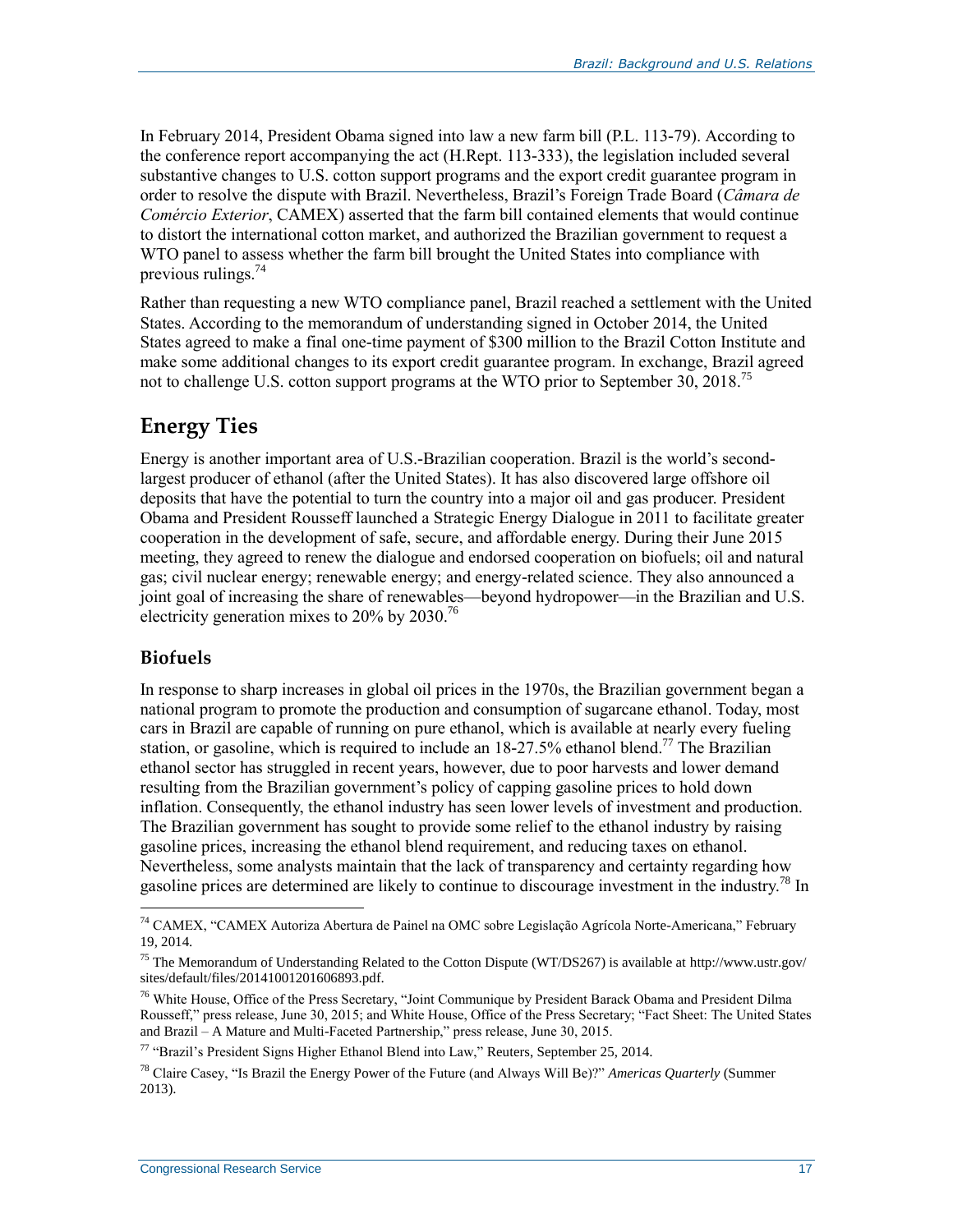In February 2014, President Obama signed into law a new farm bill (P.L. 113-79). According to the conference report accompanying the act (H.Rept. 113-333), the legislation included several substantive changes to U.S. cotton support programs and the export credit guarantee program in order to resolve the dispute with Brazil. Nevertheless, Brazil's Foreign Trade Board (*Câmara de Comércio Exterior*, CAMEX) asserted that the farm bill contained elements that would continue to distort the international cotton market, and authorized the Brazilian government to request a WTO panel to assess whether the farm bill brought the United States into compliance with previous rulings.[74]

Rather than requesting a new WTO compliance panel, Brazil reached a settlement with the United States. According to the memorandum of understanding signed in October 2014, the United States agreed to make a final one-time payment of $300 million to the Brazil Cotton Institute and make some additional changes to its export credit guarantee program. In exchange, Brazil agreed not to challenge U.S. cotton support programs at the WTO prior to September 30, 2018.[75]

## Energy Ties

Energy is another important area of U.S.-Brazilian cooperation. Brazil is the world's second-largest producer of ethanol (after the United States). It has also discovered large offshore oil deposits that have the potential to turn the country into a major oil and gas producer. President Obama and President Rousseff launched a Strategic Energy Dialogue in 2011 to facilitate greater cooperation in the development of safe, secure, and affordable energy. During their June 2015 meeting, they agreed to renew the dialogue and endorsed cooperation on biofuels; oil and natural gas; civil nuclear energy; renewable energy; and energy-related science. They also announced a joint goal of increasing the share of renewables—beyond hydropower—in the Brazilian and U.S. electricity generation mixes to 20% by 2030.[76]

### Biofuels

In response to sharp increases in global oil prices in the 1970s, the Brazilian government began a national program to promote the production and consumption of sugarcane ethanol. Today, most cars in Brazil are capable of running on pure ethanol, which is available at nearly every fueling station, or gasoline, which is required to include an 18-27.5% ethanol blend.[77] The Brazilian ethanol sector has struggled in recent years, however, due to poor harvests and lower demand resulting from the Brazilian government's policy of capping gasoline prices to hold down inflation. Consequently, the ethanol industry has seen lower levels of investment and production. The Brazilian government has sought to provide some relief to the ethanol industry by raising gasoline prices, increasing the ethanol blend requirement, and reducing taxes on ethanol. Nevertheless, some analysts maintain that the lack of transparency and certainty regarding how gasoline prices are determined are likely to continue to discourage investment in the industry.[78] In

---

[74] CAMEX, "CAMEX Autoriza Abertura de Painel na OMC sobre Legislação Agrícola Norte-Americana," February 19, 2014.

[75] The Memorandum of Understanding Related to the Cotton Dispute (WT/DS267) is available at http://www.ustr.gov/sites/default/files/20141001201606893.pdf.

[76] White House, Office of the Press Secretary, "Joint Communique by President Barack Obama and President Dilma Rousseff," press release, June 30, 2015; and White House, Office of the Press Secretary; "Fact Sheet: The United States and Brazil – A Mature and Multi-Faceted Partnership," press release, June 30, 2015.

[77] "Brazil's President Signs Higher Ethanol Blend into Law," Reuters, September 25, 2014.

[78] Claire Casey, "Is Brazil the Energy Power of the Future (and Always Will Be)?" *Americas Quarterly* (Summer 2013).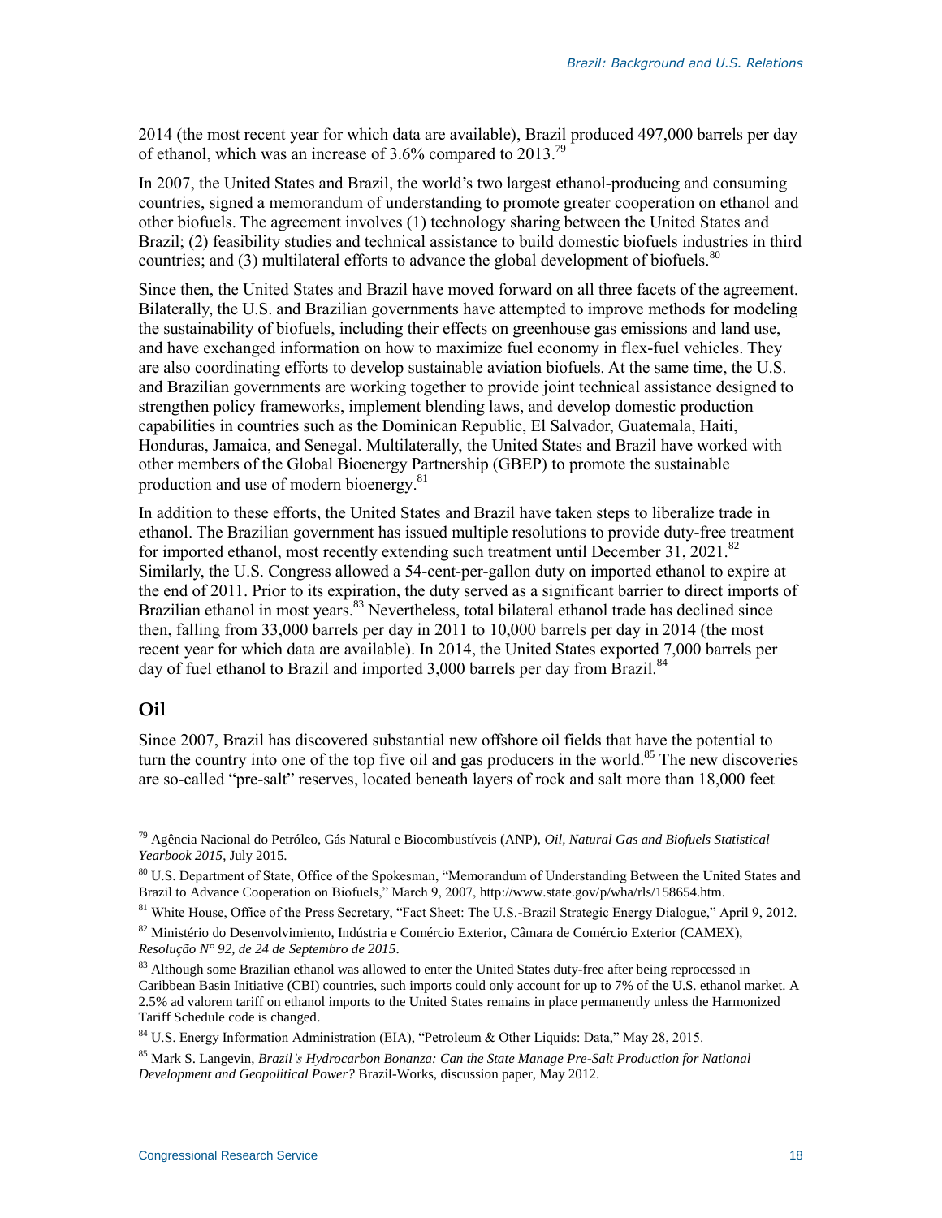2014 (the most recent year for which data are available), Brazil produced 497,000 barrels per day of ethanol, which was an increase of 3.6% compared to 2013.[79]

In 2007, the United States and Brazil, the world's two largest ethanol-producing and consuming countries, signed a memorandum of understanding to promote greater cooperation on ethanol and other biofuels. The agreement involves (1) technology sharing between the United States and Brazil; (2) feasibility studies and technical assistance to build domestic biofuels industries in third countries; and (3) multilateral efforts to advance the global development of biofuels.[80]

Since then, the United States and Brazil have moved forward on all three facets of the agreement. Bilaterally, the U.S. and Brazilian governments have attempted to improve methods for modeling the sustainability of biofuels, including their effects on greenhouse gas emissions and land use, and have exchanged information on how to maximize fuel economy in flex-fuel vehicles. They are also coordinating efforts to develop sustainable aviation biofuels. At the same time, the U.S. and Brazilian governments are working together to provide joint technical assistance designed to strengthen policy frameworks, implement blending laws, and develop domestic production capabilities in countries such as the Dominican Republic, El Salvador, Guatemala, Haiti, Honduras, Jamaica, and Senegal. Multilaterally, the United States and Brazil have worked with other members of the Global Bioenergy Partnership (GBEP) to promote the sustainable production and use of modern bioenergy.[81]

In addition to these efforts, the United States and Brazil have taken steps to liberalize trade in ethanol. The Brazilian government has issued multiple resolutions to provide duty-free treatment for imported ethanol, most recently extending such treatment until December 31, 2021.[82] Similarly, the U.S. Congress allowed a 54-cent-per-gallon duty on imported ethanol to expire at the end of 2011. Prior to its expiration, the duty served as a significant barrier to direct imports of Brazilian ethanol in most years.[83] Nevertheless, total bilateral ethanol trade has declined since then, falling from 33,000 barrels per day in 2011 to 10,000 barrels per day in 2014 (the most recent year for which data are available). In 2014, the United States exported 7,000 barrels per day of fuel ethanol to Brazil and imported 3,000 barrels per day from Brazil.[84]

## Oil

Since 2007, Brazil has discovered substantial new offshore oil fields that have the potential to turn the country into one of the top five oil and gas producers in the world.[85] The new discoveries are so-called "pre-salt" reserves, located beneath layers of rock and salt more than 18,000 feet

---

[79] Agência Nacional do Petróleo, Gás Natural e Biocombustíveis (ANP), *Oil, Natural Gas and Biofuels Statistical Yearbook 2015*, July 2015.

[80] U.S. Department of State, Office of the Spokesman, "Memorandum of Understanding Between the United States and Brazil to Advance Cooperation on Biofuels," March 9, 2007, http://www.state.gov/p/wha/rls/158654.htm.

[81] White House, Office of the Press Secretary, "Fact Sheet: The U.S.-Brazil Strategic Energy Dialogue," April 9, 2012.

[82] Ministério do Desenvolvimiento, Indústria e Comércio Exterior, Câmara de Comércio Exterior (CAMEX), *Resolução N° 92, de 24 de Septembro de 2015*.

[83] Although some Brazilian ethanol was allowed to enter the United States duty-free after being reprocessed in Caribbean Basin Initiative (CBI) countries, such imports could only account for up to 7% of the U.S. ethanol market. A 2.5% ad valorem tariff on ethanol imports to the United States remains in place permanently unless the Harmonized Tariff Schedule code is changed.

[84] U.S. Energy Information Administration (EIA), "Petroleum & Other Liquids: Data," May 28, 2015.

[85] Mark S. Langevin, *Brazil's Hydrocarbon Bonanza: Can the State Manage Pre-Salt Production for National Development and Geopolitical Power?* Brazil-Works, discussion paper, May 2012.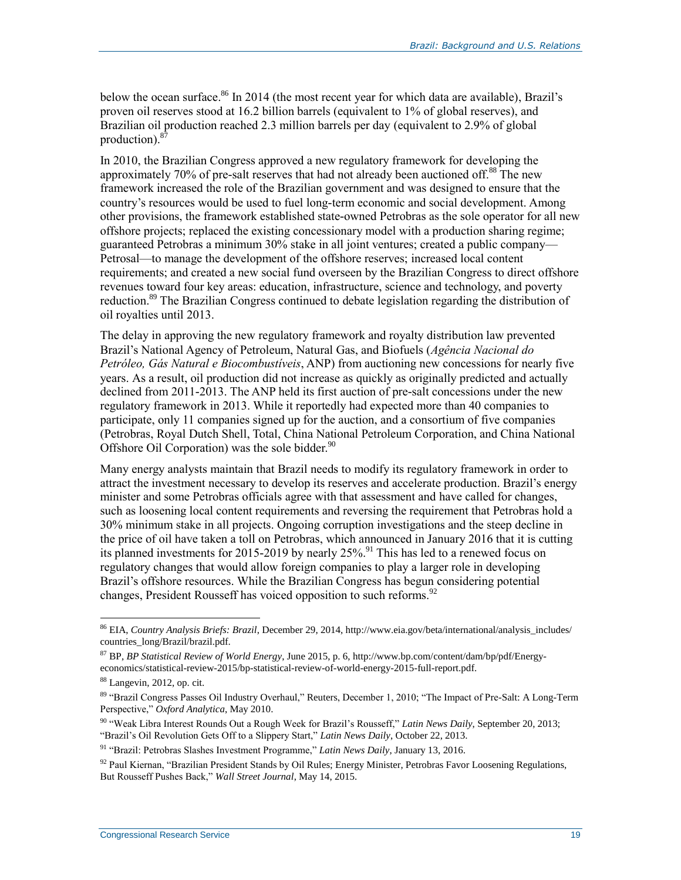below the ocean surface.[86] In 2014 (the most recent year for which data are available), Brazil's proven oil reserves stood at 16.2 billion barrels (equivalent to 1% of global reserves), and Brazilian oil production reached 2.3 million barrels per day (equivalent to 2.9% of global production).[87]

In 2010, the Brazilian Congress approved a new regulatory framework for developing the approximately 70% of pre-salt reserves that had not already been auctioned off.[88] The new framework increased the role of the Brazilian government and was designed to ensure that the country's resources would be used to fuel long-term economic and social development. Among other provisions, the framework established state-owned Petrobras as the sole operator for all new offshore projects; replaced the existing concessionary model with a production sharing regime; guaranteed Petrobras a minimum 30% stake in all joint ventures; created a public company—Petrosal—to manage the development of the offshore reserves; increased local content requirements; and created a new social fund overseen by the Brazilian Congress to direct offshore revenues toward four key areas: education, infrastructure, science and technology, and poverty reduction.[89] The Brazilian Congress continued to debate legislation regarding the distribution of oil royalties until 2013.

The delay in approving the new regulatory framework and royalty distribution law prevented Brazil's National Agency of Petroleum, Natural Gas, and Biofuels (*Agência Nacional do Petróleo, Gás Natural e Biocombustíveis*, ANP) from auctioning new concessions for nearly five years. As a result, oil production did not increase as quickly as originally predicted and actually declined from 2011-2013. The ANP held its first auction of pre-salt concessions under the new regulatory framework in 2013. While it reportedly had expected more than 40 companies to participate, only 11 companies signed up for the auction, and a consortium of five companies (Petrobras, Royal Dutch Shell, Total, China National Petroleum Corporation, and China National Offshore Oil Corporation) was the sole bidder.[90]

Many energy analysts maintain that Brazil needs to modify its regulatory framework in order to attract the investment necessary to develop its reserves and accelerate production. Brazil's energy minister and some Petrobras officials agree with that assessment and have called for changes, such as loosening local content requirements and reversing the requirement that Petrobras hold a 30% minimum stake in all projects. Ongoing corruption investigations and the steep decline in the price of oil have taken a toll on Petrobras, which announced in January 2016 that it is cutting its planned investments for 2015-2019 by nearly 25%.[91] This has led to a renewed focus on regulatory changes that would allow foreign companies to play a larger role in developing Brazil's offshore resources. While the Brazilian Congress has begun considering potential changes, President Rousseff has voiced opposition to such reforms.[92]

---

[86] EIA, *Country Analysis Briefs: Brazil*, December 29, 2014, http://www.eia.gov/beta/international/analysis_includes/countries_long/Brazil/brazil.pdf.

[87] BP, *BP Statistical Review of World Energy*, June 2015, p. 6, http://www.bp.com/content/dam/bp/pdf/Energy-economics/statistical-review-2015/bp-statistical-review-of-world-energy-2015-full-report.pdf.

[88] Langevin, 2012, op. cit.

[89] "Brazil Congress Passes Oil Industry Overhaul," Reuters, December 1, 2010; "The Impact of Pre-Salt: A Long-Term Perspective," *Oxford Analytica*, May 2010.

[90] "Weak Libra Interest Rounds Out a Rough Week for Brazil's Rousseff," *Latin News Daily*, September 20, 2013; "Brazil's Oil Revolution Gets Off to a Slippery Start," *Latin News Daily*, October 22, 2013.

[91] "Brazil: Petrobras Slashes Investment Programme," *Latin News Daily*, January 13, 2016.

[92] Paul Kiernan, "Brazilian President Stands by Oil Rules; Energy Minister, Petrobras Favor Loosening Regulations, But Rousseff Pushes Back," *Wall Street Journal*, May 14, 2015.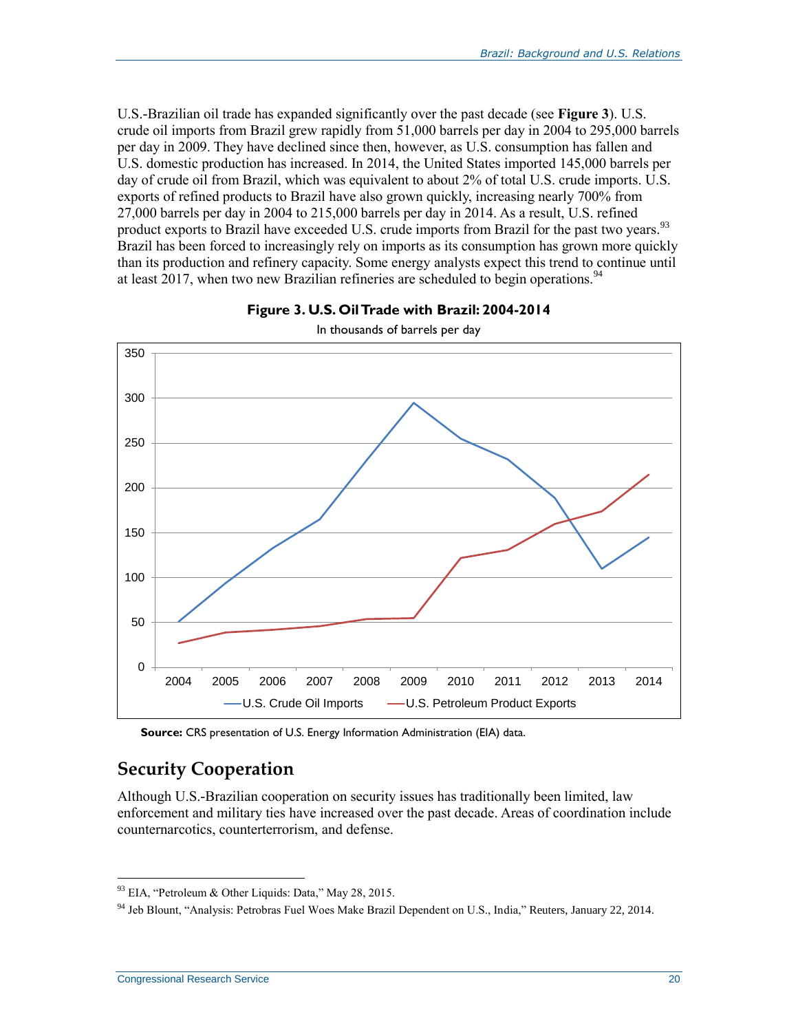U.S.-Brazilian oil trade has expanded significantly over the past decade (see **Figure 3**). U.S. crude oil imports from Brazil grew rapidly from 51,000 barrels per day in 2004 to 295,000 barrels per day in 2009. They have declined since then, however, as U.S. consumption has fallen and U.S. domestic production has increased. In 2014, the United States imported 145,000 barrels per day of crude oil from Brazil, which was equivalent to about 2% of total U.S. crude imports. U.S. exports of refined products to Brazil have also grown quickly, increasing nearly 700% from 27,000 barrels per day in 2004 to 215,000 barrels per day in 2014. As a result, U.S. refined product exports to Brazil have exceeded U.S. crude imports from Brazil for the past two years.[93] Brazil has been forced to increasingly rely on imports as its consumption has grown more quickly than its production and refinery capacity. Some energy analysts expect this trend to continue until at least 2017, when two new Brazilian refineries are scheduled to begin operations.[94]

**Figure 3. U.S. Oil Trade with Brazil: 2004-2014**

In thousands of barrels per day

**Source:** CRS presentation of U.S. Energy Information Administration (EIA) data.

## Security Cooperation

Although U.S.-Brazilian cooperation on security issues has traditionally been limited, law enforcement and military ties have increased over the past decade. Areas of coordination include counternarcotics, counterterrorism, and defense.

---

[93] EIA, "Petroleum & Other Liquids: Data," May 28, 2015.

[94] Jeb Blount, "Analysis: Petrobras Fuel Woes Make Brazil Dependent on U.S., India," Reuters, January 22, 2014.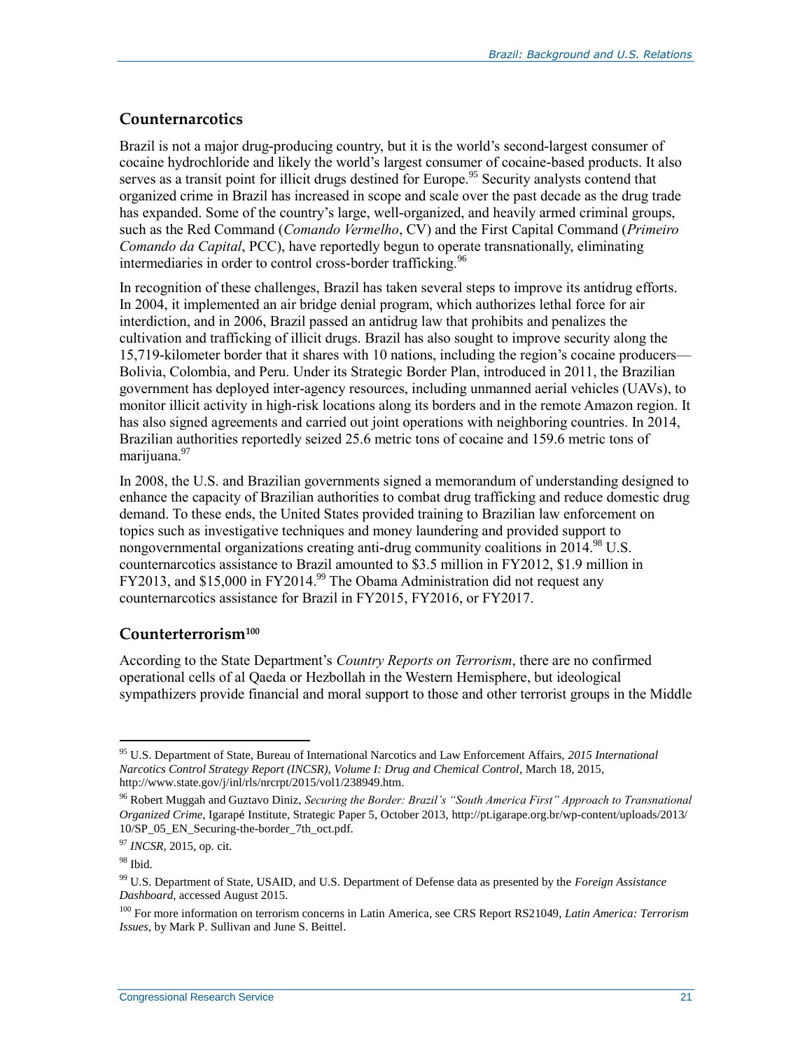## Counternarcotics

Brazil is not a major drug-producing country, but it is the world's second-largest consumer of cocaine hydrochloride and likely the world's largest consumer of cocaine-based products. It also serves as a transit point for illicit drugs destined for Europe.[95] Security analysts contend that organized crime in Brazil has increased in scope and scale over the past decade as the drug trade has expanded. Some of the country's large, well-organized, and heavily armed criminal groups, such as the Red Command (*Comando Vermelho*, CV) and the First Capital Command (*Primeiro Comando da Capital*, PCC), have reportedly begun to operate transnationally, eliminating intermediaries in order to control cross-border trafficking.[96]

In recognition of these challenges, Brazil has taken several steps to improve its antidrug efforts. In 2004, it implemented an air bridge denial program, which authorizes lethal force for air interdiction, and in 2006, Brazil passed an antidrug law that prohibits and penalizes the cultivation and trafficking of illicit drugs. Brazil has also sought to improve security along the 15,719-kilometer border that it shares with 10 nations, including the region's cocaine producers—Bolivia, Colombia, and Peru. Under its Strategic Border Plan, introduced in 2011, the Brazilian government has deployed inter-agency resources, including unmanned aerial vehicles (UAVs), to monitor illicit activity in high-risk locations along its borders and in the remote Amazon region. It has also signed agreements and carried out joint operations with neighboring countries. In 2014, Brazilian authorities reportedly seized 25.6 metric tons of cocaine and 159.6 metric tons of marijuana.[97]

In 2008, the U.S. and Brazilian governments signed a memorandum of understanding designed to enhance the capacity of Brazilian authorities to combat drug trafficking and reduce domestic drug demand. To these ends, the United States provided training to Brazilian law enforcement on topics such as investigative techniques and money laundering and provided support to nongovernmental organizations creating anti-drug community coalitions in 2014.[98] U.S. counternarcotics assistance to Brazil amounted to $3.5 million in FY2012, $1.9 million in FY2013, and $15,000 in FY2014.[99] The Obama Administration did not request any counternarcotics assistance for Brazil in FY2015, FY2016, or FY2017.

## Counterterrorism[100]

According to the State Department's *Country Reports on Terrorism*, there are no confirmed operational cells of al Qaeda or Hezbollah in the Western Hemisphere, but ideological sympathizers provide financial and moral support to those and other terrorist groups in the Middle

---

[95] U.S. Department of State, Bureau of International Narcotics and Law Enforcement Affairs, *2015 International Narcotics Control Strategy Report (INCSR), Volume I: Drug and Chemical Control*, March 18, 2015, http://www.state.gov/j/inl/rls/nrcrpt/2015/vol1/238949.htm.

[96] Robert Muggah and Guztavo Diniz, *Securing the Border: Brazil's "South America First" Approach to Transnational Organized Crime*, Igarapé Institute, Strategic Paper 5, October 2013, http://pt.igarape.org.br/wp-content/uploads/2013/10/SP_05_EN_Securing-the-border_7th_oct.pdf.

[97] *INCSR*, 2015, op. cit.

[98] Ibid.

[99] U.S. Department of State, USAID, and U.S. Department of Defense data as presented by the *Foreign Assistance Dashboard*, accessed August 2015.

[100] For more information on terrorism concerns in Latin America, see CRS Report RS21049, *Latin America: Terrorism Issues*, by Mark P. Sullivan and June S. Beittel.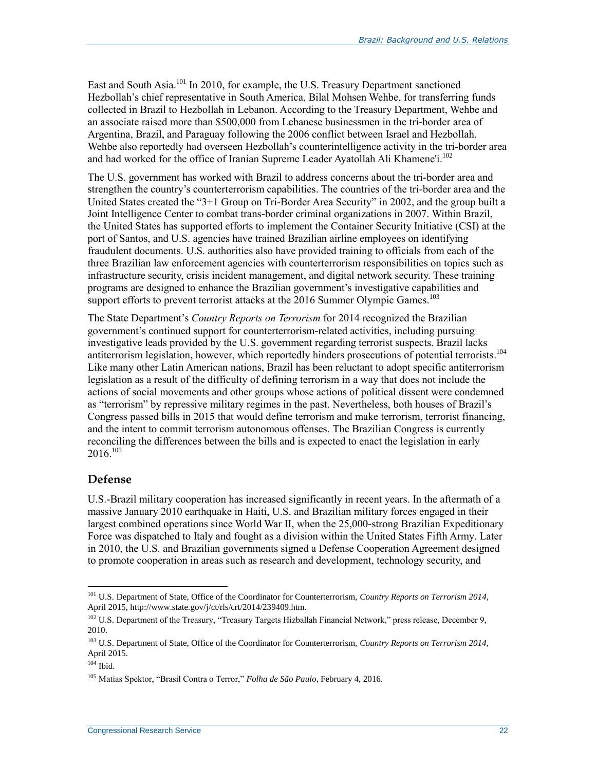East and South Asia.[101] In 2010, for example, the U.S. Treasury Department sanctioned Hezbollah's chief representative in South America, Bilal Mohsen Wehbe, for transferring funds collected in Brazil to Hezbollah in Lebanon. According to the Treasury Department, Wehbe and an associate raised more than $500,000 from Lebanese businessmen in the tri-border area of Argentina, Brazil, and Paraguay following the 2006 conflict between Israel and Hezbollah. Wehbe also reportedly had overseen Hezbollah's counterintelligence activity in the tri-border area and had worked for the office of Iranian Supreme Leader Ayatollah Ali Khamene'i.[102]

The U.S. government has worked with Brazil to address concerns about the tri-border area and strengthen the country's counterterrorism capabilities. The countries of the tri-border area and the United States created the "3+1 Group on Tri-Border Area Security" in 2002, and the group built a Joint Intelligence Center to combat trans-border criminal organizations in 2007. Within Brazil, the United States has supported efforts to implement the Container Security Initiative (CSI) at the port of Santos, and U.S. agencies have trained Brazilian airline employees on identifying fraudulent documents. U.S. authorities also have provided training to officials from each of the three Brazilian law enforcement agencies with counterterrorism responsibilities on topics such as infrastructure security, crisis incident management, and digital network security. These training programs are designed to enhance the Brazilian government's investigative capabilities and support efforts to prevent terrorist attacks at the 2016 Summer Olympic Games.[103]

The State Department's *Country Reports on Terrorism* for 2014 recognized the Brazilian government's continued support for counterterrorism-related activities, including pursuing investigative leads provided by the U.S. government regarding terrorist suspects. Brazil lacks antiterrorism legislation, however, which reportedly hinders prosecutions of potential terrorists.[104] Like many other Latin American nations, Brazil has been reluctant to adopt specific antiterrorism legislation as a result of the difficulty of defining terrorism in a way that does not include the actions of social movements and other groups whose actions of political dissent were condemned as "terrorism" by repressive military regimes in the past. Nevertheless, both houses of Brazil's Congress passed bills in 2015 that would define terrorism and make terrorism, terrorist financing, and the intent to commit terrorism autonomous offenses. The Brazilian Congress is currently reconciling the differences between the bills and is expected to enact the legislation in early 2016.[105]

### Defense

U.S.-Brazil military cooperation has increased significantly in recent years. In the aftermath of a massive January 2010 earthquake in Haiti, U.S. and Brazilian military forces engaged in their largest combined operations since World War II, when the 25,000-strong Brazilian Expeditionary Force was dispatched to Italy and fought as a division within the United States Fifth Army. Later in 2010, the U.S. and Brazilian governments signed a Defense Cooperation Agreement designed to promote cooperation in areas such as research and development, technology security, and

---

[101] U.S. Department of State, Office of the Coordinator for Counterterrorism, *Country Reports on Terrorism 2014*, April 2015, http://www.state.gov/j/ct/rls/crt/2014/239409.htm.

[102] U.S. Department of the Treasury, "Treasury Targets Hizballah Financial Network," press release, December 9, 2010.

[103] U.S. Department of State, Office of the Coordinator for Counterterrorism, *Country Reports on Terrorism 2014*, April 2015.

[104] Ibid.

[105] Matias Spektor, "Brasil Contra o Terror," *Folha de São Paulo*, February 4, 2016.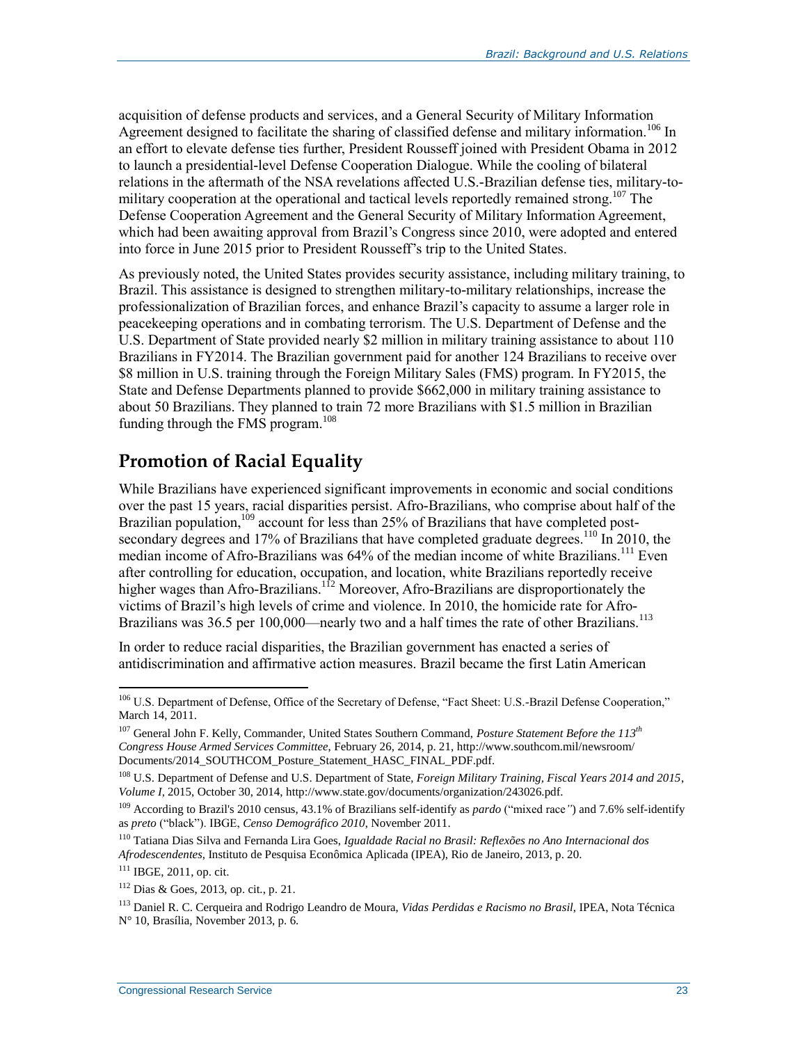acquisition of defense products and services, and a General Security of Military Information Agreement designed to facilitate the sharing of classified defense and military information.[106] In an effort to elevate defense ties further, President Rousseff joined with President Obama in 2012 to launch a presidential-level Defense Cooperation Dialogue. While the cooling of bilateral relations in the aftermath of the NSA revelations affected U.S.-Brazilian defense ties, military-to-military cooperation at the operational and tactical levels reportedly remained strong.[107] The Defense Cooperation Agreement and the General Security of Military Information Agreement, which had been awaiting approval from Brazil's Congress since 2010, were adopted and entered into force in June 2015 prior to President Rousseff's trip to the United States.

As previously noted, the United States provides security assistance, including military training, to Brazil. This assistance is designed to strengthen military-to-military relationships, increase the professionalization of Brazilian forces, and enhance Brazil's capacity to assume a larger role in peacekeeping operations and in combating terrorism. The U.S. Department of Defense and the U.S. Department of State provided nearly $2 million in military training assistance to about 110 Brazilians in FY2014. The Brazilian government paid for another 124 Brazilians to receive over $8 million in U.S. training through the Foreign Military Sales (FMS) program. In FY2015, the State and Defense Departments planned to provide $662,000 in military training assistance to about 50 Brazilians. They planned to train 72 more Brazilians with $1.5 million in Brazilian funding through the FMS program.[108]

## Promotion of Racial Equality

While Brazilians have experienced significant improvements in economic and social conditions over the past 15 years, racial disparities persist. Afro-Brazilians, who comprise about half of the Brazilian population,[109] account for less than 25% of Brazilians that have completed post-secondary degrees and 17% of Brazilians that have completed graduate degrees.[110] In 2010, the median income of Afro-Brazilians was 64% of the median income of white Brazilians.[111] Even after controlling for education, occupation, and location, white Brazilians reportedly receive higher wages than Afro-Brazilians.[112] Moreover, Afro-Brazilians are disproportionately the victims of Brazil's high levels of crime and violence. In 2010, the homicide rate for Afro-Brazilians was 36.5 per 100,000—nearly two and a half times the rate of other Brazilians.[113]

In order to reduce racial disparities, the Brazilian government has enacted a series of antidiscrimination and affirmative action measures. Brazil became the first Latin American

---

[106] U.S. Department of Defense, Office of the Secretary of Defense, "Fact Sheet: U.S.-Brazil Defense Cooperation," March 14, 2011.

[107] General John F. Kelly, Commander, United States Southern Command, *Posture Statement Before the 113th Congress House Armed Services Committee*, February 26, 2014, p. 21, http://www.southcom.mil/newsroom/Documents/2014_SOUTHCOM_Posture_Statement_HASC_FINAL_PDF.pdf.

[108] U.S. Department of Defense and U.S. Department of State, *Foreign Military Training, Fiscal Years 2014 and 2015*, *Volume I*, 2015, October 30, 2014, http://www.state.gov/documents/organization/243026.pdf.

[109] According to Brazil's 2010 census, 43.1% of Brazilians self-identify as *pardo* ("mixed race") and 7.6% self-identify as *preto* ("black"). IBGE, *Censo Demográfico 2010*, November 2011.

[110] Tatiana Dias Silva and Fernanda Lira Goes, *Igualdade Racial no Brasil: Reflexões no Ano Internacional dos Afrodescendentes*, Instituto de Pesquisa Econômica Aplicada (IPEA), Rio de Janeiro, 2013, p. 20.

[111] IBGE, 2011, op. cit.

[112] Dias & Goes, 2013, op. cit., p. 21.

[113] Daniel R. C. Cerqueira and Rodrigo Leandro de Moura, *Vidas Perdidas e Racismo no Brasil*, IPEA, Nota Técnica N° 10, Brasília, November 2013, p. 6.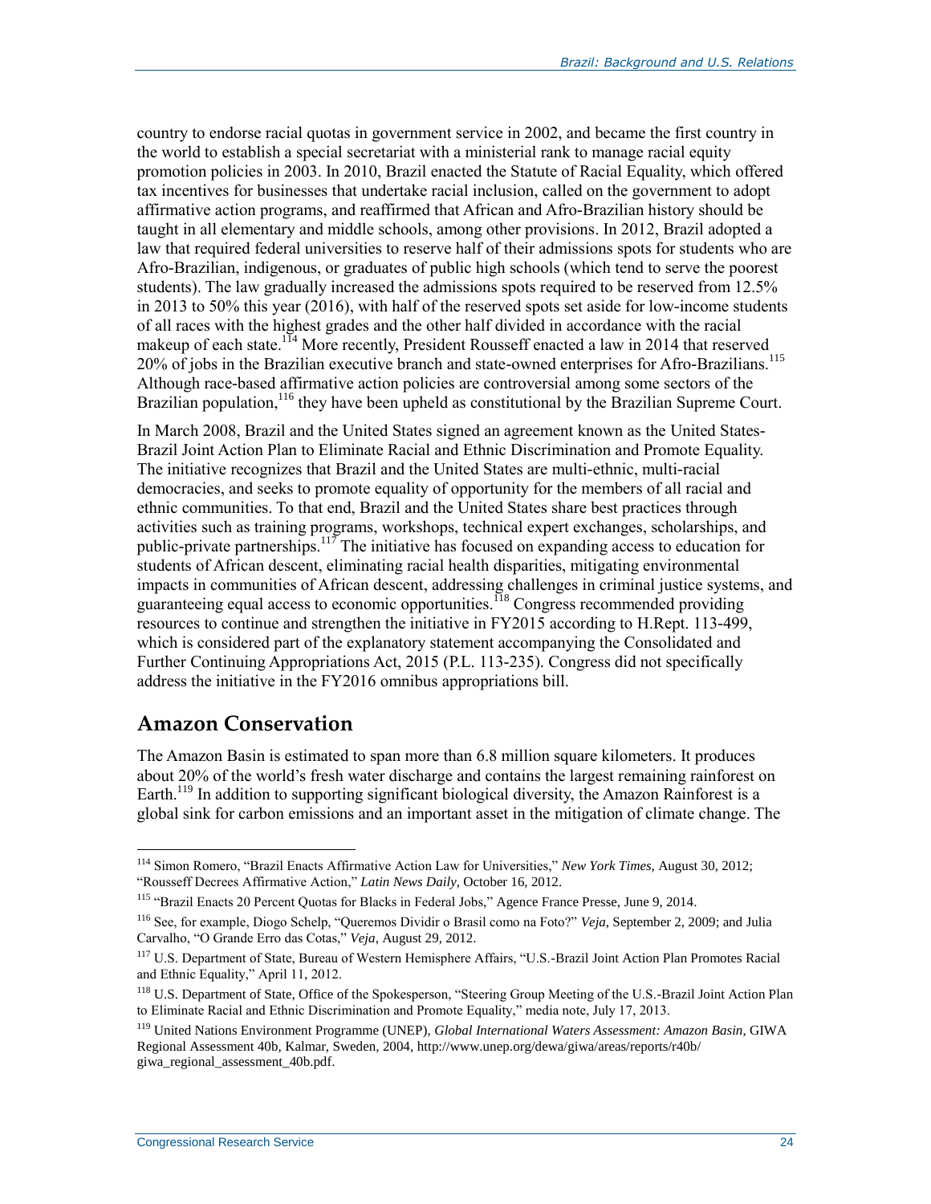country to endorse racial quotas in government service in 2002, and became the first country in the world to establish a special secretariat with a ministerial rank to manage racial equity promotion policies in 2003. In 2010, Brazil enacted the Statute of Racial Equality, which offered tax incentives for businesses that undertake racial inclusion, called on the government to adopt affirmative action programs, and reaffirmed that African and Afro-Brazilian history should be taught in all elementary and middle schools, among other provisions. In 2012, Brazil adopted a law that required federal universities to reserve half of their admissions spots for students who are Afro-Brazilian, indigenous, or graduates of public high schools (which tend to serve the poorest students). The law gradually increased the admissions spots required to be reserved from 12.5% in 2013 to 50% this year (2016), with half of the reserved spots set aside for low-income students of all races with the highest grades and the other half divided in accordance with the racial makeup of each state.[114] More recently, President Rousseff enacted a law in 2014 that reserved 20% of jobs in the Brazilian executive branch and state-owned enterprises for Afro-Brazilians.[115] Although race-based affirmative action policies are controversial among some sectors of the Brazilian population,[116] they have been upheld as constitutional by the Brazilian Supreme Court.

In March 2008, Brazil and the United States signed an agreement known as the United States-Brazil Joint Action Plan to Eliminate Racial and Ethnic Discrimination and Promote Equality. The initiative recognizes that Brazil and the United States are multi-ethnic, multi-racial democracies, and seeks to promote equality of opportunity for the members of all racial and ethnic communities. To that end, Brazil and the United States share best practices through activities such as training programs, workshops, technical expert exchanges, scholarships, and public-private partnerships.[117] The initiative has focused on expanding access to education for students of African descent, eliminating racial health disparities, mitigating environmental impacts in communities of African descent, addressing challenges in criminal justice systems, and guaranteeing equal access to economic opportunities.[118] Congress recommended providing resources to continue and strengthen the initiative in FY2015 according to H.Rept. 113-499, which is considered part of the explanatory statement accompanying the Consolidated and Further Continuing Appropriations Act, 2015 (P.L. 113-235). Congress did not specifically address the initiative in the FY2016 omnibus appropriations bill.

## Amazon Conservation

The Amazon Basin is estimated to span more than 6.8 million square kilometers. It produces about 20% of the world's fresh water discharge and contains the largest remaining rainforest on Earth.[119] In addition to supporting significant biological diversity, the Amazon Rainforest is a global sink for carbon emissions and an important asset in the mitigation of climate change. The

---

[114] Simon Romero, "Brazil Enacts Affirmative Action Law for Universities," *New York Times*, August 30, 2012; "Rousseff Decrees Affirmative Action," *Latin News Daily*, October 16, 2012.

[115] "Brazil Enacts 20 Percent Quotas for Blacks in Federal Jobs," Agence France Presse, June 9, 2014.

[116] See, for example, Diogo Schelp, "Queremos Dividir o Brasil como na Foto?" *Veja*, September 2, 2009; and Julia Carvalho, "O Grande Erro das Cotas," *Veja*, August 29, 2012.

[117] U.S. Department of State, Bureau of Western Hemisphere Affairs, "U.S.-Brazil Joint Action Plan Promotes Racial and Ethnic Equality," April 11, 2012.

[118] U.S. Department of State, Office of the Spokesperson, "Steering Group Meeting of the U.S.-Brazil Joint Action Plan to Eliminate Racial and Ethnic Discrimination and Promote Equality," media note, July 17, 2013.

[119] United Nations Environment Programme (UNEP), *Global International Waters Assessment: Amazon Basin*, GIWA Regional Assessment 40b, Kalmar, Sweden, 2004, http://www.unep.org/dewa/giwa/areas/reports/r40b/giwa_regional_assessment_40b.pdf.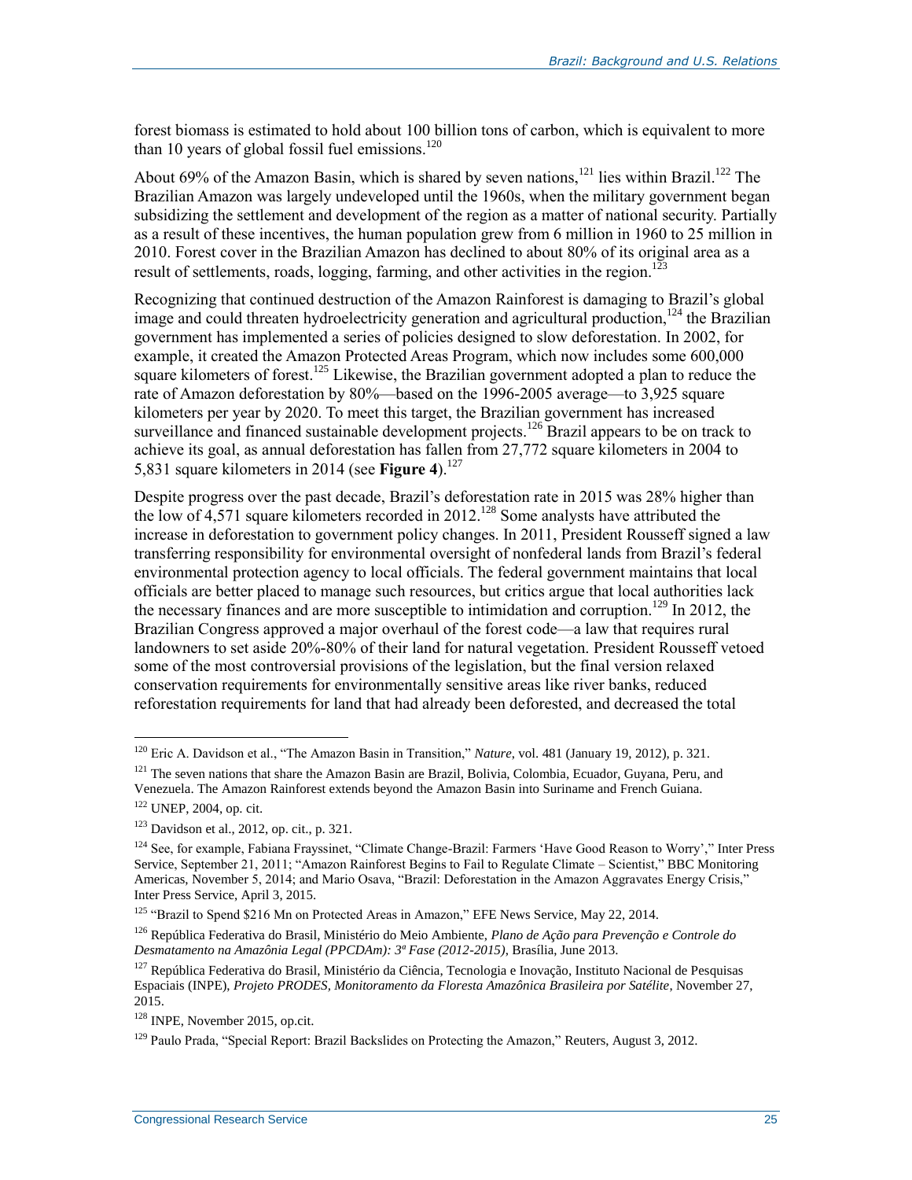forest biomass is estimated to hold about 100 billion tons of carbon, which is equivalent to more than 10 years of global fossil fuel emissions.[120]

About 69% of the Amazon Basin, which is shared by seven nations,[121] lies within Brazil.[122] The Brazilian Amazon was largely undeveloped until the 1960s, when the military government began subsidizing the settlement and development of the region as a matter of national security. Partially as a result of these incentives, the human population grew from 6 million in 1960 to 25 million in 2010. Forest cover in the Brazilian Amazon has declined to about 80% of its original area as a result of settlements, roads, logging, farming, and other activities in the region.[123]

Recognizing that continued destruction of the Amazon Rainforest is damaging to Brazil's global image and could threaten hydroelectricity generation and agricultural production,[124] the Brazilian government has implemented a series of policies designed to slow deforestation. In 2002, for example, it created the Amazon Protected Areas Program, which now includes some 600,000 square kilometers of forest.[125] Likewise, the Brazilian government adopted a plan to reduce the rate of Amazon deforestation by 80%—based on the 1996-2005 average—to 3,925 square kilometers per year by 2020. To meet this target, the Brazilian government has increased surveillance and financed sustainable development projects.[126] Brazil appears to be on track to achieve its goal, as annual deforestation has fallen from 27,772 square kilometers in 2004 to 5,831 square kilometers in 2014 (see **Figure 4**).[127]

Despite progress over the past decade, Brazil's deforestation rate in 2015 was 28% higher than the low of 4,571 square kilometers recorded in 2012.[128] Some analysts have attributed the increase in deforestation to government policy changes. In 2011, President Rousseff signed a law transferring responsibility for environmental oversight of nonfederal lands from Brazil's federal environmental protection agency to local officials. The federal government maintains that local officials are better placed to manage such resources, but critics argue that local authorities lack the necessary finances and are more susceptible to intimidation and corruption.[129] In 2012, the Brazilian Congress approved a major overhaul of the forest code—a law that requires rural landowners to set aside 20%-80% of their land for natural vegetation. President Rousseff vetoed some of the most controversial provisions of the legislation, but the final version relaxed conservation requirements for environmentally sensitive areas like river banks, reduced reforestation requirements for land that had already been deforested, and decreased the total

---

[120] Eric A. Davidson et al., "The Amazon Basin in Transition," *Nature*, vol. 481 (January 19, 2012), p. 321.

[121] The seven nations that share the Amazon Basin are Brazil, Bolivia, Colombia, Ecuador, Guyana, Peru, and Venezuela. The Amazon Rainforest extends beyond the Amazon Basin into Suriname and French Guiana.

[122] UNEP, 2004, op. cit.

[123] Davidson et al., 2012, op. cit., p. 321.

[124] See, for example, Fabiana Frayssinet, "Climate Change-Brazil: Farmers 'Have Good Reason to Worry'," Inter Press Service, September 21, 2011; "Amazon Rainforest Begins to Fail to Regulate Climate – Scientist," BBC Monitoring Americas, November 5, 2014; and Mario Osava, "Brazil: Deforestation in the Amazon Aggravates Energy Crisis," Inter Press Service, April 3, 2015.

[125] "Brazil to Spend $216 Mn on Protected Areas in Amazon," EFE News Service, May 22, 2014.

[126] República Federativa do Brasil, Ministério do Meio Ambiente, *Plano de Ação para Prevenção e Controle do Desmatamento na Amazônia Legal (PPCDAm): 3ª Fase (2012-2015)*, Brasília, June 2013.

[127] República Federativa do Brasil, Ministério da Ciência, Tecnologia e Inovação, Instituto Nacional de Pesquisas Espaciais (INPE), *Projeto PRODES, Monitoramento da Floresta Amazônica Brasileira por Satélite*, November 27, 2015.

[128] INPE, November 2015, op.cit.

[129] Paulo Prada, "Special Report: Brazil Backslides on Protecting the Amazon," Reuters, August 3, 2012.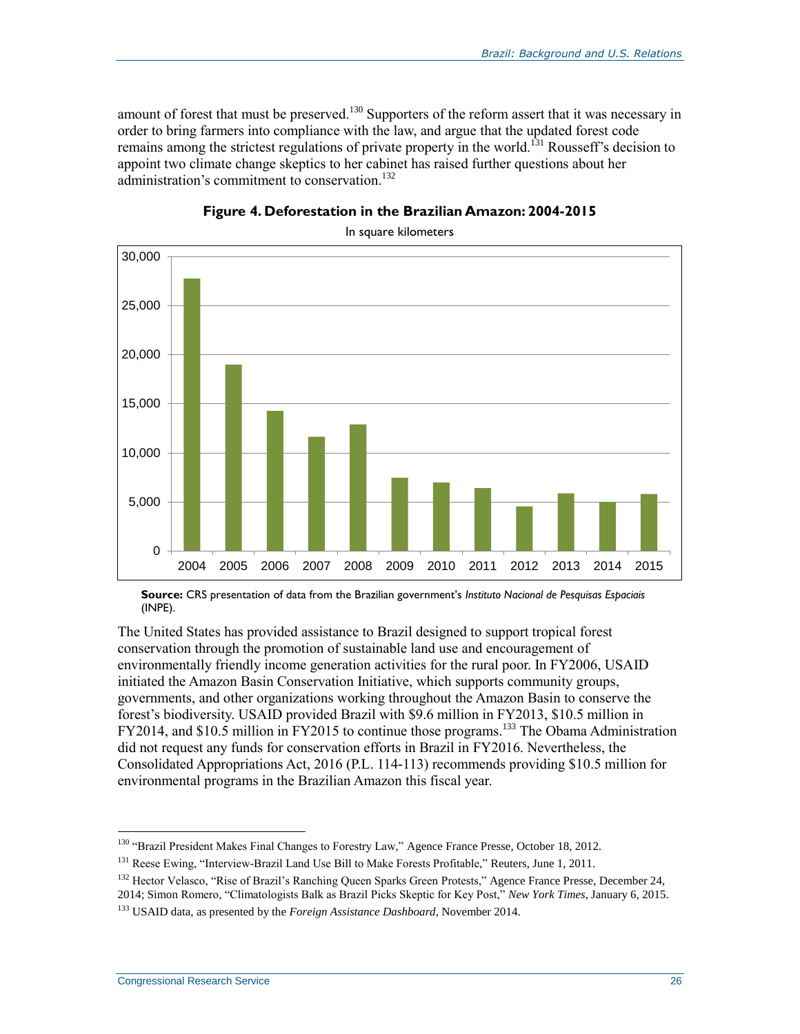amount of forest that must be preserved.[130] Supporters of the reform assert that it was necessary in order to bring farmers into compliance with the law, and argue that the updated forest code remains among the strictest regulations of private property in the world.[131] Rousseff's decision to appoint two climate change skeptics to her cabinet has raised further questions about her administration's commitment to conservation.[132]

**Figure 4. Deforestation in the Brazilian Amazon: 2004-2015**

In square kilometers

**Source:** CRS presentation of data from the Brazilian government's *Instituto Nacional de Pesquisas Espaciais* (INPE).

The United States has provided assistance to Brazil designed to support tropical forest conservation through the promotion of sustainable land use and encouragement of environmentally friendly income generation activities for the rural poor. In FY2006, USAID initiated the Amazon Basin Conservation Initiative, which supports community groups, governments, and other organizations working throughout the Amazon Basin to conserve the forest's biodiversity. USAID provided Brazil with $9.6 million in FY2013, $10.5 million in FY2014, and $10.5 million in FY2015 to continue those programs.[133] The Obama Administration did not request any funds for conservation efforts in Brazil in FY2016. Nevertheless, the Consolidated Appropriations Act, 2016 (P.L. 114-113) recommends providing $10.5 million for environmental programs in the Brazilian Amazon this fiscal year.

---

[130] "Brazil President Makes Final Changes to Forestry Law," Agence France Presse, October 18, 2012.

[131] Reese Ewing, "Interview-Brazil Land Use Bill to Make Forests Profitable," Reuters, June 1, 2011.

[132] Hector Velasco, "Rise of Brazil's Ranching Queen Sparks Green Protests," Agence France Presse, December 24, 2014; Simon Romero, "Climatologists Balk as Brazil Picks Skeptic for Key Post," *New York Times*, January 6, 2015.

[133] USAID data, as presented by the *Foreign Assistance Dashboard*, November 2014.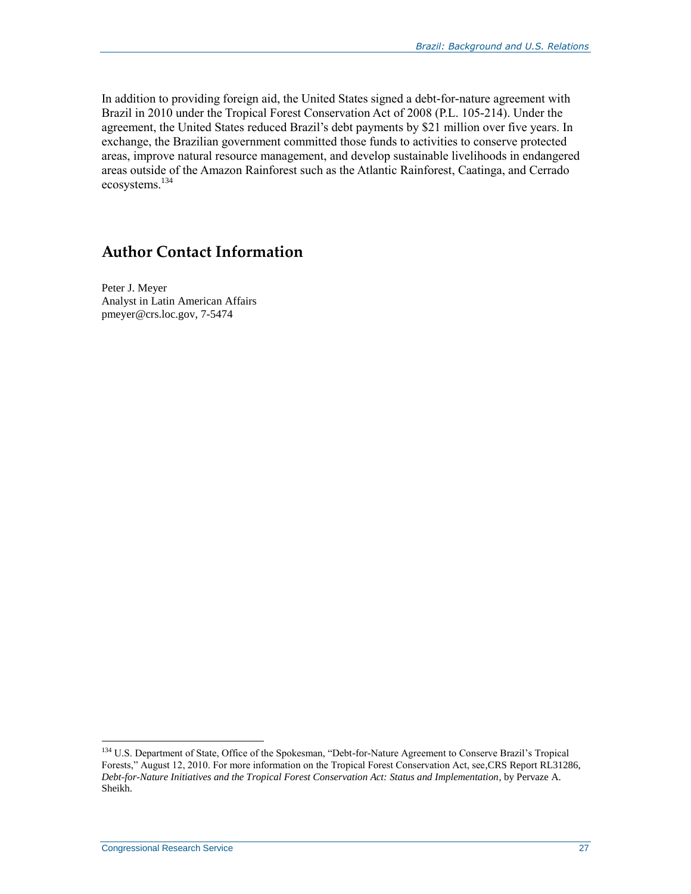In addition to providing foreign aid, the United States signed a debt-for-nature agreement with Brazil in 2010 under the Tropical Forest Conservation Act of 2008 (P.L. 105-214). Under the agreement, the United States reduced Brazil's debt payments by $21 million over five years. In exchange, the Brazilian government committed those funds to activities to conserve protected areas, improve natural resource management, and develop sustainable livelihoods in endangered areas outside of the Amazon Rainforest such as the Atlantic Rainforest, Caatinga, and Cerrado ecosystems.[134]

## Author Contact Information

Peter J. Meyer
Analyst in Latin American Affairs
pmeyer@crs.loc.gov, 7-5474

---

[134] U.S. Department of State, Office of the Spokesman, "Debt-for-Nature Agreement to Conserve Brazil's Tropical Forests," August 12, 2010. For more information on the Tropical Forest Conservation Act, see,CRS Report RL31286, *Debt-for-Nature Initiatives and the Tropical Forest Conservation Act: Status and Implementation*, by Pervaze A. Sheikh.